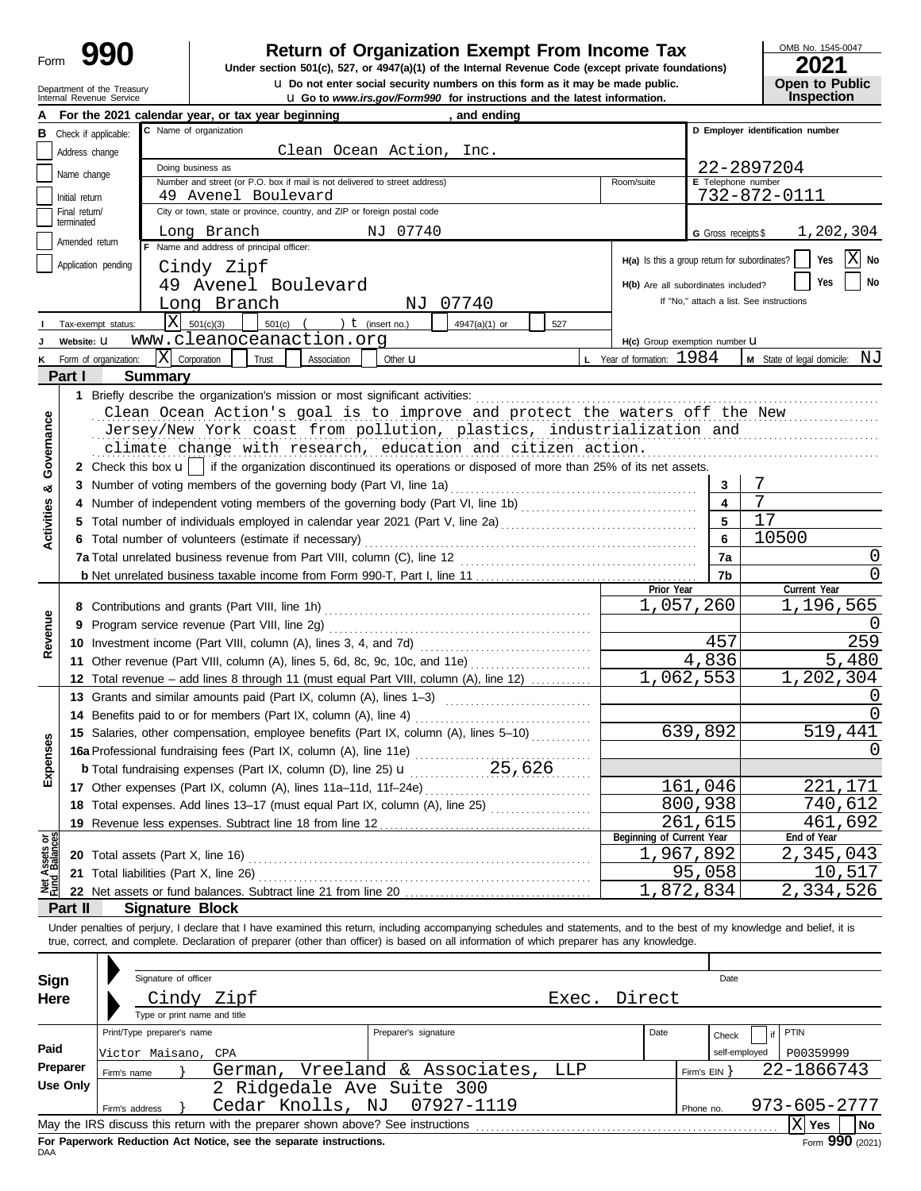Form **990**

# Return of Organization Exempt From Income Tax

**Under section 501(c), 527, or 4947(a)(1) of the Internal Revenue Code (except private foundations)**

u **Do not enter social security numbers on this form as it may be made public.**

u **Go to *www.irs.gov/Form990* for instructions and the latest information.**

Department of the Treasury
Internal Revenue Service

OMB No. 1545-0047

**2021**

**Open to Public Inspection**

**A** For the 2021 calendar year, or tax year beginning , and ending

**B** Check if applicable:
- Address change
- Name change
- Initial return
- Final return/terminated
- Amended return
- Application pending

**C** Name of organization: Clean Ocean Action, Inc.

Doing business as

Number and street (or P.O. box if mail is not delivered to street address): 49 Avenel Boulevard — Room/suite

City or town, state or province, country, and ZIP or foreign postal code: Long Branch NJ 07740

**D** Employer identification number: 22-2897204

**E** Telephone number: 732-872-0111

**G** Gross receipts $ 1,202,304

**F** Name and address of principal officer:
Cindy Zipf
49 Avenel Boulevard
Long Branch NJ 07740

**H(a)** Is this a group return for subordinates? Yes [ ] No [X]

**H(b)** Are all subordinates included? Yes [ ] No [ ]
If "No," attach a list. See instructions

**I** Tax-exempt status: [X] 501(c)(3) [ ] 501(c) ( ) t (insert no.) [ ] 4947(a)(1) or [ ] 527

**J** Website: u www.cleanoceanaction.org

**H(c)** Group exemption number u

**K** Form of organization: [X] Corporation [ ] Trust [ ] Association [ ] Other u

**L** Year of formation: 1984

**M** State of legal domicile: NJ

## Part I Summary

**Activities & Governance**

1 Briefly describe the organization's mission or most significant activities:
Clean Ocean Action's goal is to improve and protect the waters off the New Jersey/New York coast from pollution, plastics, industrialization and climate change with research, education and citizen action.

2 Check this box u [ ] if the organization discontinued its operations or disposed of more than 25% of its net assets.

| | | | |
|---|---|---|---|
| 3 | Number of voting members of the governing body (Part VI, line 1a) | 3 | 7 |
| 4 | Number of independent voting members of the governing body (Part VI, line 1b) | 4 | 7 |
| 5 | Total number of individuals employed in calendar year 2021 (Part V, line 2a) | 5 | 17 |
| 6 | Total number of volunteers (estimate if necessary) | 6 | 10500 |
| 7a | Total unrelated business revenue from Part VIII, column (C), line 12 | 7a | 0 |
| b | Net unrelated business taxable income from Form 990-T, Part I, line 11 | 7b | 0 |

| | | Prior Year | Current Year |
|---|---|---|---|
| **Revenue** | | | |
| 8 | Contributions and grants (Part VIII, line 1h) | 1,057,260 | 1,196,565 |
| 9 | Program service revenue (Part VIII, line 2g) | | 0 |
| 10 | Investment income (Part VIII, column (A), lines 3, 4, and 7d) | 457 | 259 |
| 11 | Other revenue (Part VIII, column (A), lines 5, 6d, 8c, 9c, 10c, and 11e) | 4,836 | 5,480 |
| 12 | Total revenue – add lines 8 through 11 (must equal Part VIII, column (A), line 12) | 1,062,553 | 1,202,304 |
| **Expenses** | | | |
| 13 | Grants and similar amounts paid (Part IX, column (A), lines 1–3) | | 0 |
| 14 | Benefits paid to or for members (Part IX, column (A), line 4) | | 0 |
| 15 | Salaries, other compensation, employee benefits (Part IX, column (A), lines 5–10) | 639,892 | 519,441 |
| 16a | Professional fundraising fees (Part IX, column (A), line 11e) | | 0 |
| b | Total fundraising expenses (Part IX, column (D), line 25) u 25,626 | | |
| 17 | Other expenses (Part IX, column (A), lines 11a–11d, 11f–24e) | 161,046 | 221,171 |
| 18 | Total expenses. Add lines 13–17 (must equal Part IX, column (A), line 25) | 800,938 | 740,612 |
| 19 | Revenue less expenses. Subtract line 18 from line 12 | 261,615 | 461,692 |

| **Net Assets or Fund Balances** | | Beginning of Current Year | End of Year |
|---|---|---|---|
| 20 | Total assets (Part X, line 16) | 1,967,892 | 2,345,043 |
| 21 | Total liabilities (Part X, line 26) | 95,058 | 10,517 |
| 22 | Net assets or fund balances. Subtract line 21 from line 20 | 1,872,834 | 2,334,526 |

## Part II Signature Block

Under penalties of perjury, I declare that I have examined this return, including accompanying schedules and statements, and to the best of my knowledge and belief, it is true, correct, and complete. Declaration of preparer (other than officer) is based on all information of which preparer has any knowledge.

**Sign Here**

Signature of officer — Date

Cindy Zipf — Exec. Direct
Type or print name and title

**Paid Preparer Use Only**

| Print/Type preparer's name | Preparer's signature | Date | Check [ ] if self-employed | PTIN |
|---|---|---|---|---|
| Victor Maisano, CPA | | | | P00359999 |

Firm's name } German, Vreeland & Associates, LLP — Firm's EIN } 22-1866743

Firm's address } 2 Ridgedale Ave Suite 300, Cedar Knolls, NJ 07927-1119 — Phone no. 973-605-2777

May the IRS discuss this return with the preparer shown above? See instructions [X] Yes [ ] No

**For Paperwork Reduction Act Notice, see the separate instructions.**

DAA — Form **990** (2021)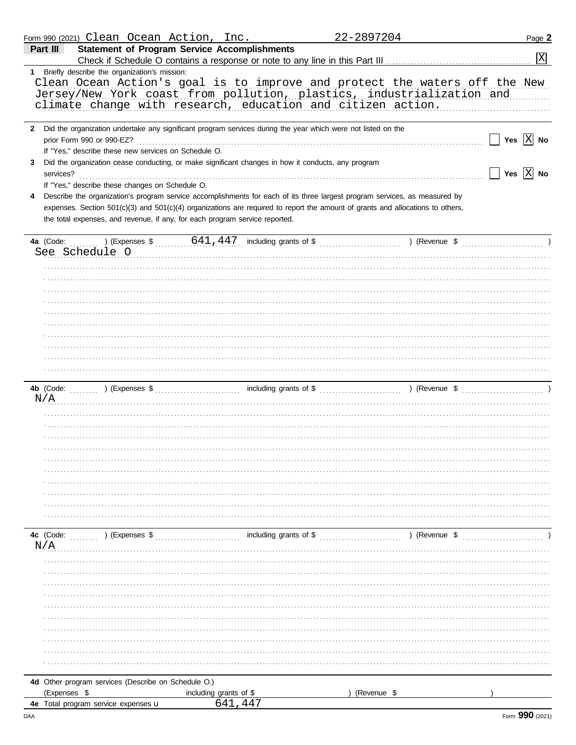Form 990 (2021) Clean Ocean Action, Inc. 22-2897204 Page **2**

## Part III — Statement of Program Service Accomplishments

Check if Schedule O contains a response or note to any line in this Part III .......... [X]

**1** Briefly describe the organization's mission:

Clean Ocean Action's goal is to improve and protect the waters off the New Jersey/New York coast from pollution, plastics, industrialization and climate change with research, education and citizen action.

**2** Did the organization undertake any significant program services during the year which were not listed on the prior Form 990 or 990-EZ? .......... [ ] Yes [X] No

If "Yes," describe these new services on Schedule O.

**3** Did the organization cease conducting, or make significant changes in how it conducts, any program services? .......... [ ] Yes [X] No

If "Yes," describe these changes on Schedule O.

**4** Describe the organization's program service accomplishments for each of its three largest program services, as measured by expenses. Section 501(c)(3) and 501(c)(4) organizations are required to report the amount of grants and allocations to others, the total expenses, and revenue, if any, for each program service reported.

**4a** (Code: ) (Expenses $ 641,447 including grants of $ ) (Revenue $ )

See Schedule O

**4b** (Code: ) (Expenses $ including grants of $ ) (Revenue $ )

N/A

**4c** (Code: ) (Expenses $ including grants of $ ) (Revenue $ )

N/A

**4d** Other program services (Describe on Schedule O.)

(Expenses $ including grants of $ ) (Revenue $ )

**4e** Total program service expenses u 641,447

DAA Form **990** (2021)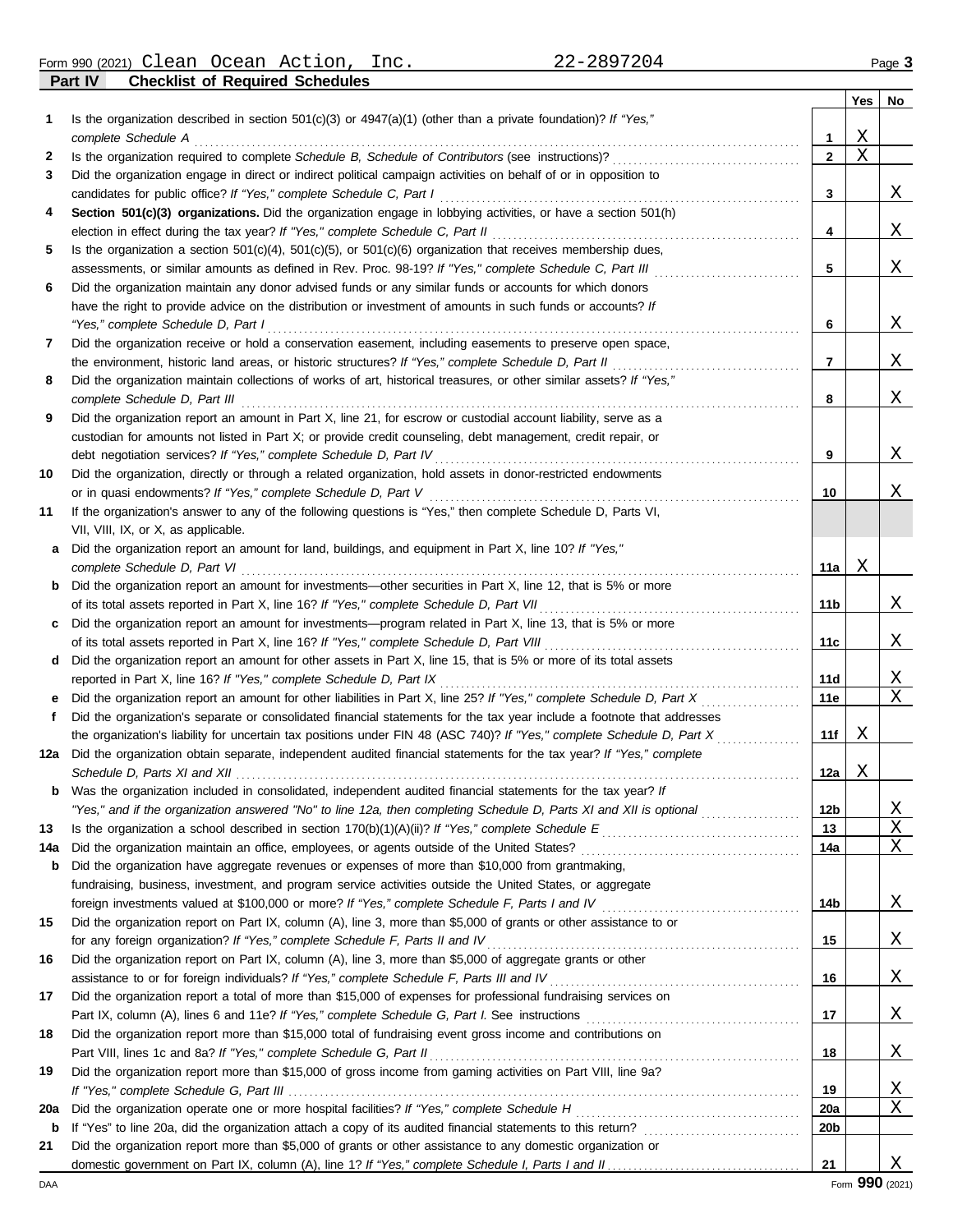Form 990 (2021) Clean Ocean Action, Inc. 22-2897204 Page 3

## Part IV Checklist of Required Schedules

| | | | Yes | No |
|---|---|---|---|---|
| 1 | Is the organization described in section 501(c)(3) or 4947(a)(1) (other than a private foundation)? *If "Yes," complete Schedule A* | 1 | X | |
| 2 | Is the organization required to complete *Schedule B, Schedule of Contributors* (see instructions)? | 2 | X | |
| 3 | Did the organization engage in direct or indirect political campaign activities on behalf of or in opposition to candidates for public office? *If "Yes," complete Schedule C, Part I* | 3 | | X |
| 4 | **Section 501(c)(3) organizations.** Did the organization engage in lobbying activities, or have a section 501(h) election in effect during the tax year? *If "Yes," complete Schedule C, Part II* | 4 | | X |
| 5 | Is the organization a section 501(c)(4), 501(c)(5), or 501(c)(6) organization that receives membership dues, assessments, or similar amounts as defined in Rev. Proc. 98-19? *If "Yes," complete Schedule C, Part III* | 5 | | X |
| 6 | Did the organization maintain any donor advised funds or any similar funds or accounts for which donors have the right to provide advice on the distribution or investment of amounts in such funds or accounts? *If "Yes," complete Schedule D, Part I* | 6 | | X |
| 7 | Did the organization receive or hold a conservation easement, including easements to preserve open space, the environment, historic land areas, or historic structures? *If "Yes," complete Schedule D, Part II* | 7 | | X |
| 8 | Did the organization maintain collections of works of art, historical treasures, or other similar assets? *If "Yes," complete Schedule D, Part III* | 8 | | X |
| 9 | Did the organization report an amount in Part X, line 21, for escrow or custodial account liability, serve as a custodian for amounts not listed in Part X; or provide credit counseling, debt management, credit repair, or debt negotiation services? *If "Yes," complete Schedule D, Part IV* | 9 | | X |
| 10 | Did the organization, directly or through a related organization, hold assets in donor-restricted endowments or in quasi endowments? *If "Yes," complete Schedule D, Part V* | 10 | | X |
| 11 | If the organization's answer to any of the following questions is "Yes," then complete Schedule D, Parts VI, VII, VIII, IX, or X, as applicable. | | | |
| a | Did the organization report an amount for land, buildings, and equipment in Part X, line 10? *If "Yes," complete Schedule D, Part VI* | 11a | X | |
| b | Did the organization report an amount for investments—other securities in Part X, line 12, that is 5% or more of its total assets reported in Part X, line 16? *If "Yes," complete Schedule D, Part VII* | 11b | | X |
| c | Did the organization report an amount for investments—program related in Part X, line 13, that is 5% or more of its total assets reported in Part X, line 16? *If "Yes," complete Schedule D, Part VIII* | 11c | | X |
| d | Did the organization report an amount for other assets in Part X, line 15, that is 5% or more of its total assets reported in Part X, line 16? *If "Yes," complete Schedule D, Part IX* | 11d | | X |
| e | Did the organization report an amount for other liabilities in Part X, line 25? *If "Yes," complete Schedule D, Part X* | 11e | | X |
| f | Did the organization's separate or consolidated financial statements for the tax year include a footnote that addresses the organization's liability for uncertain tax positions under FIN 48 (ASC 740)? *If "Yes," complete Schedule D, Part X* | 11f | X | |
| 12a | Did the organization obtain separate, independent audited financial statements for the tax year? *If "Yes," complete Schedule D, Parts XI and XII* | 12a | X | |
| b | Was the organization included in consolidated, independent audited financial statements for the tax year? *If "Yes," and if the organization answered "No" to line 12a, then completing Schedule D, Parts XI and XII is optional* | 12b | | X |
| 13 | Is the organization a school described in section 170(b)(1)(A)(ii)? *If "Yes," complete Schedule E* | 13 | | X |
| 14a | Did the organization maintain an office, employees, or agents outside of the United States? | 14a | | X |
| b | Did the organization have aggregate revenues or expenses of more than $10,000 from grantmaking, fundraising, business, investment, and program service activities outside the United States, or aggregate foreign investments valued at $100,000 or more? *If "Yes," complete Schedule F, Parts I and IV* | 14b | | X |
| 15 | Did the organization report on Part IX, column (A), line 3, more than $5,000 of grants or other assistance to or for any foreign organization? *If "Yes," complete Schedule F, Parts II and IV* | 15 | | X |
| 16 | Did the organization report on Part IX, column (A), line 3, more than $5,000 of aggregate grants or other assistance to or for foreign individuals? *If "Yes," complete Schedule F, Parts III and IV* | 16 | | X |
| 17 | Did the organization report a total of more than $15,000 of expenses for professional fundraising services on Part IX, column (A), lines 6 and 11e? *If "Yes," complete Schedule G, Part I.* See instructions | 17 | | X |
| 18 | Did the organization report more than $15,000 total of fundraising event gross income and contributions on Part VIII, lines 1c and 8a? *If "Yes," complete Schedule G, Part II* | 18 | | X |
| 19 | Did the organization report more than $15,000 of gross income from gaming activities on Part VIII, line 9a? *If "Yes," complete Schedule G, Part III* | 19 | | X |
| 20a | Did the organization operate one or more hospital facilities? *If "Yes," complete Schedule H* | 20a | | X |
| b | If "Yes" to line 20a, did the organization attach a copy of its audited financial statements to this return? | 20b | | |
| 21 | Did the organization report more than $5,000 of grants or other assistance to any domestic organization or domestic government on Part IX, column (A), line 1? *If "Yes," complete Schedule I, Parts I and II* | 21 | | X |

DAA Form **990** (2021)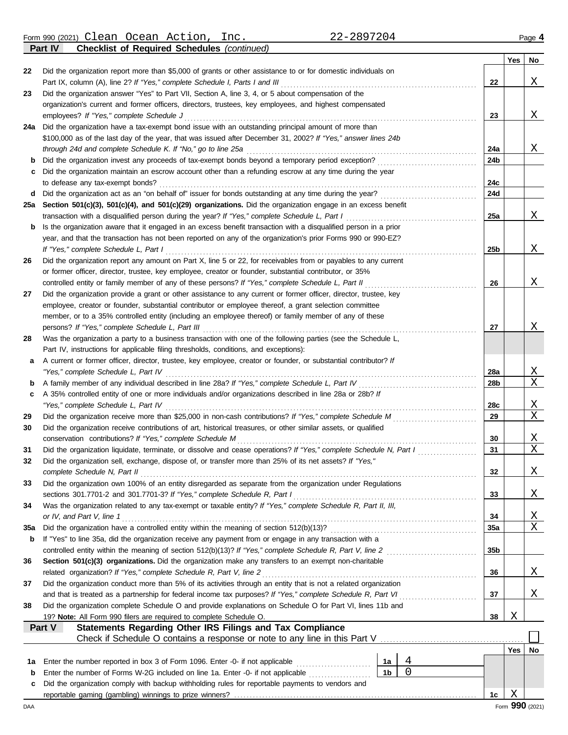Form 990 (2021) Clean Ocean Action, Inc. 22-2897204 Page 4

**Part IV Checklist of Required Schedules** *(continued)*

| | | | Yes | No |
|---|---|---|---|---|
| 22 | Did the organization report more than $5,000 of grants or other assistance to or for domestic individuals on Part IX, column (A), line 2? *If "Yes," complete Schedule I, Parts I and III* | 22 | | X |
| 23 | Did the organization answer "Yes" to Part VII, Section A, line 3, 4, or 5 about compensation of the organization's current and former officers, directors, trustees, key employees, and highest compensated employees? *If "Yes," complete Schedule J* | 23 | | X |
| 24a | Did the organization have a tax-exempt bond issue with an outstanding principal amount of more than $100,000 as of the last day of the year, that was issued after December 31, 2002? *If "Yes," answer lines 24b through 24d and complete Schedule K. If "No," go to line 25a* | 24a | | X |
| b | Did the organization invest any proceeds of tax-exempt bonds beyond a temporary period exception? | 24b | | |
| c | Did the organization maintain an escrow account other than a refunding escrow at any time during the year to defease any tax-exempt bonds? | 24c | | |
| d | Did the organization act as an "on behalf of" issuer for bonds outstanding at any time during the year? | 24d | | |
| 25a | **Section 501(c)(3), 501(c)(4), and 501(c)(29) organizations.** Did the organization engage in an excess benefit transaction with a disqualified person during the year? *If "Yes," complete Schedule L, Part I* | 25a | | X |
| b | Is the organization aware that it engaged in an excess benefit transaction with a disqualified person in a prior year, and that the transaction has not been reported on any of the organization's prior Forms 990 or 990-EZ? *If "Yes," complete Schedule L, Part I* | 25b | | X |
| 26 | Did the organization report any amount on Part X, line 5 or 22, for receivables from or payables to any current or former officer, director, trustee, key employee, creator or founder, substantial contributor, or 35% controlled entity or family member of any of these persons? *If "Yes," complete Schedule L, Part II* | 26 | | X |
| 27 | Did the organization provide a grant or other assistance to any current or former officer, director, trustee, key employee, creator or founder, substantial contributor or employee thereof, a grant selection committee member, or to a 35% controlled entity (including an employee thereof) or family member of any of these persons? *If "Yes," complete Schedule L, Part III* | 27 | | X |
| 28 | Was the organization a party to a business transaction with one of the following parties (see the Schedule L, Part IV, instructions for applicable filing thresholds, conditions, and exceptions): | | | |
| a | A current or former officer, director, trustee, key employee, creator or founder, or substantial contributor? *If "Yes," complete Schedule L, Part IV* | 28a | | X |
| b | A family member of any individual described in line 28a? *If "Yes," complete Schedule L, Part IV* | 28b | | X |
| c | A 35% controlled entity of one or more individuals and/or organizations described in line 28a or 28b? *If "Yes," complete Schedule L, Part IV* | 28c | | X |
| 29 | Did the organization receive more than $25,000 in non-cash contributions? *If "Yes," complete Schedule M* | 29 | | X |
| 30 | Did the organization receive contributions of art, historical treasures, or other similar assets, or qualified conservation contributions? *If "Yes," complete Schedule M* | 30 | | X |
| 31 | Did the organization liquidate, terminate, or dissolve and cease operations? *If "Yes," complete Schedule N, Part I* | 31 | | X |
| 32 | Did the organization sell, exchange, dispose of, or transfer more than 25% of its net assets? *If "Yes," complete Schedule N, Part II* | 32 | | X |
| 33 | Did the organization own 100% of an entity disregarded as separate from the organization under Regulations sections 301.7701-2 and 301.7701-3? *If "Yes," complete Schedule R, Part I* | 33 | | X |
| 34 | Was the organization related to any tax-exempt or taxable entity? *If "Yes," complete Schedule R, Part II, III, or IV, and Part V, line 1* | 34 | | X |
| 35a | Did the organization have a controlled entity within the meaning of section 512(b)(13)? | 35a | | X |
| b | If "Yes" to line 35a, did the organization receive any payment from or engage in any transaction with a controlled entity within the meaning of section 512(b)(13)? *If "Yes," complete Schedule R, Part V, line 2* | 35b | | |
| 36 | **Section 501(c)(3) organizations.** Did the organization make any transfers to an exempt non-charitable related organization? *If "Yes," complete Schedule R, Part V, line 2* | 36 | | X |
| 37 | Did the organization conduct more than 5% of its activities through an entity that is not a related organization and that is treated as a partnership for federal income tax purposes? *If "Yes," complete Schedule R, Part VI* | 37 | | X |
| 38 | Did the organization complete Schedule O and provide explanations on Schedule O for Part VI, lines 11b and 19? **Note:** All Form 990 filers are required to complete Schedule O. | 38 | X | |

**Part V Statements Regarding Other IRS Filings and Tax Compliance**

Check if Schedule O contains a response or note to any line in this Part V ☐

| | | | | | Yes | No |
|---|---|---|---|---|---|---|
| 1a | Enter the number reported in box 3 of Form 1096. Enter -0- if not applicable | 1a | 4 | | | |
| b | Enter the number of Forms W-2G included on line 1a. Enter -0- if not applicable | 1b | 0 | | | |
| c | Did the organization comply with backup withholding rules for reportable payments to vendors and reportable gaming (gambling) winnings to prize winners? | | | 1c | X | |

DAA Form **990** (2021)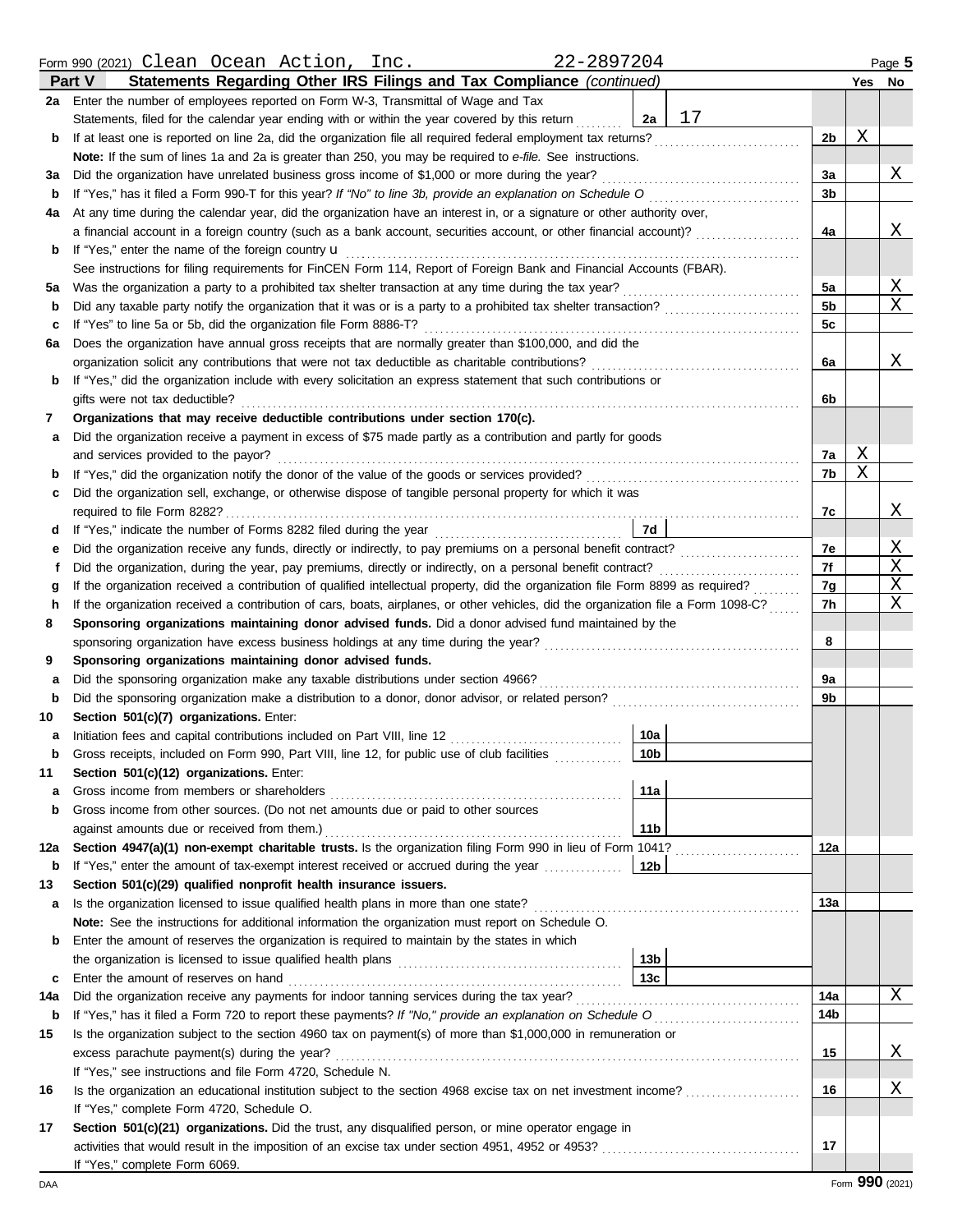Form 990 (2021) Clean Ocean Action, Inc. 22-2897204

## Part V Statements Regarding Other IRS Filings and Tax Compliance *(continued)*

| | | | | Yes | No |
|---|---|---|---|---|---|
| **2a** | Enter the number of employees reported on Form W-3, Transmittal of Wage and Tax Statements, filed for the calendar year ending with or within the year covered by this return | 2a: 17 | | | |
| **b** | If at least one is reported on line 2a, did the organization file all required federal employment tax returns? | | 2b | X | |
| | **Note:** If the sum of lines 1a and 2a is greater than 250, you may be required to *e-file.* See instructions. | | | | |
| **3a** | Did the organization have unrelated business gross income of $1,000 or more during the year? | | 3a | | X |
| **b** | If "Yes," has it filed a Form 990-T for this year? *If "No" to line 3b, provide an explanation on Schedule O* | | 3b | | |
| **4a** | At any time during the calendar year, did the organization have an interest in, or a signature or other authority over, a financial account in a foreign country (such as a bank account, securities account, or other financial account)? | | 4a | | X |
| **b** | If "Yes," enter the name of the foreign country u | | | | |
| | See instructions for filing requirements for FinCEN Form 114, Report of Foreign Bank and Financial Accounts (FBAR). | | | | |
| **5a** | Was the organization a party to a prohibited tax shelter transaction at any time during the tax year? | | 5a | | X |
| **b** | Did any taxable party notify the organization that it was or is a party to a prohibited tax shelter transaction? | | 5b | | X |
| **c** | If "Yes" to line 5a or 5b, did the organization file Form 8886-T? | | 5c | | |
| **6a** | Does the organization have annual gross receipts that are normally greater than $100,000, and did the organization solicit any contributions that were not tax deductible as charitable contributions? | | 6a | | X |
| **b** | If "Yes," did the organization include with every solicitation an express statement that such contributions or gifts were not tax deductible? | | 6b | | |
| **7** | **Organizations that may receive deductible contributions under section 170(c).** | | | | |
| **a** | Did the organization receive a payment in excess of $75 made partly as a contribution and partly for goods and services provided to the payor? | | 7a | X | |
| **b** | If "Yes," did the organization notify the donor of the value of the goods or services provided? | | 7b | X | |
| **c** | Did the organization sell, exchange, or otherwise dispose of tangible personal property for which it was required to file Form 8282? | | 7c | | X |
| **d** | If "Yes," indicate the number of Forms 8282 filed during the year | 7d | | | |
| **e** | Did the organization receive any funds, directly or indirectly, to pay premiums on a personal benefit contract? | | 7e | | X |
| **f** | Did the organization, during the year, pay premiums, directly or indirectly, on a personal benefit contract? | | 7f | | X |
| **g** | If the organization received a contribution of qualified intellectual property, did the organization file Form 8899 as required? | | 7g | | X |
| **h** | If the organization received a contribution of cars, boats, airplanes, or other vehicles, did the organization file a Form 1098-C? | | 7h | | X |
| **8** | **Sponsoring organizations maintaining donor advised funds.** Did a donor advised fund maintained by the sponsoring organization have excess business holdings at any time during the year? | | 8 | | |
| **9** | **Sponsoring organizations maintaining donor advised funds.** | | | | |
| **a** | Did the sponsoring organization make any taxable distributions under section 4966? | | 9a | | |
| **b** | Did the sponsoring organization make a distribution to a donor, donor advisor, or related person? | | 9b | | |
| **10** | **Section 501(c)(7) organizations.** Enter: | | | | |
| **a** | Initiation fees and capital contributions included on Part VIII, line 12 | 10a | | | |
| **b** | Gross receipts, included on Form 990, Part VIII, line 12, for public use of club facilities | 10b | | | |
| **11** | **Section 501(c)(12) organizations.** Enter: | | | | |
| **a** | Gross income from members or shareholders | 11a | | | |
| **b** | Gross income from other sources. (Do not net amounts due or paid to other sources against amounts due or received from them.) | 11b | | | |
| **12a** | **Section 4947(a)(1) non-exempt charitable trusts.** Is the organization filing Form 990 in lieu of Form 1041? | | 12a | | |
| **b** | If "Yes," enter the amount of tax-exempt interest received or accrued during the year | 12b | | | |
| **13** | **Section 501(c)(29) qualified nonprofit health insurance issuers.** | | | | |
| **a** | Is the organization licensed to issue qualified health plans in more than one state? | | 13a | | |
| | **Note:** See the instructions for additional information the organization must report on Schedule O. | | | | |
| **b** | Enter the amount of reserves the organization is required to maintain by the states in which the organization is licensed to issue qualified health plans | 13b | | | |
| **c** | Enter the amount of reserves on hand | 13c | | | |
| **14a** | Did the organization receive any payments for indoor tanning services during the tax year? | | 14a | | X |
| **b** | If "Yes," has it filed a Form 720 to report these payments? *If "No," provide an explanation on Schedule O* | | 14b | | |
| **15** | Is the organization subject to the section 4960 tax on payment(s) of more than $1,000,000 in remuneration or excess parachute payment(s) during the year? | | 15 | | X |
| | If "Yes," see instructions and file Form 4720, Schedule N. | | | | |
| **16** | Is the organization an educational institution subject to the section 4968 excise tax on net investment income? | | 16 | | X |
| | If "Yes," complete Form 4720, Schedule O. | | | | |
| **17** | **Section 501(c)(21) organizations.** Did the trust, any disqualified person, or mine operator engage in activities that would result in the imposition of an excise tax under section 4951, 4952 or 4953? | | 17 | | |
| | If "Yes," complete Form 6069. | | | | |

Form **990** (2021)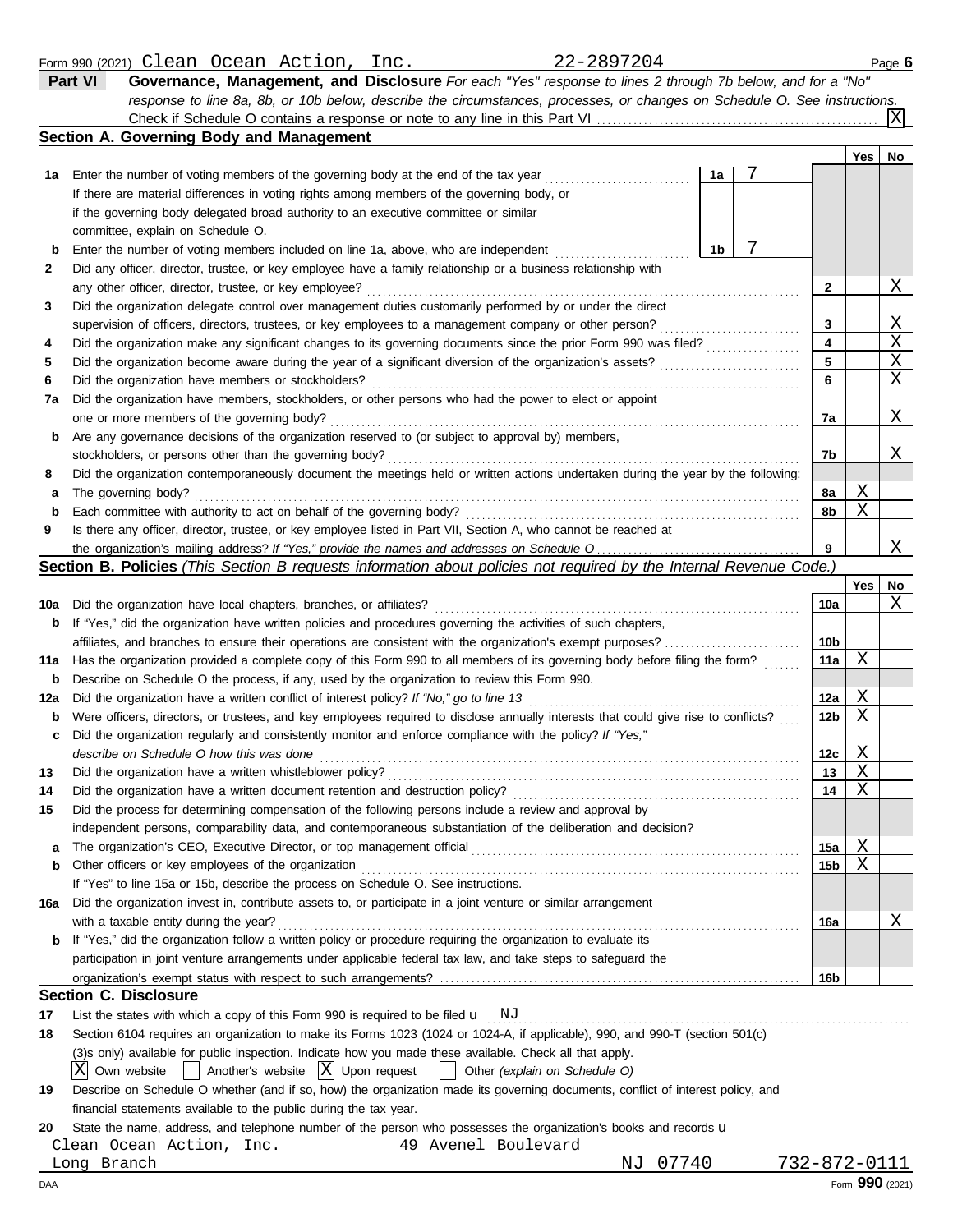Form 990 (2021) Clean Ocean Action, Inc. 22-2897204 Page **6**

## Part VI Governance, Management, and Disclosure

*For each "Yes" response to lines 2 through 7b below, and for a "No" response to line 8a, 8b, or 10b below, describe the circumstances, processes, or changes on Schedule O. See instructions.*

Check if Schedule O contains a response or note to any line in this Part VI . . . . . [X]

### Section A. Governing Body and Management

| | | | | Yes | No |
|---|---|---|---|---|---|
| **1a** | Enter the number of voting members of the governing body at the end of the tax year. If there are material differences in voting rights among members of the governing body, or if the governing body delegated broad authority to an executive committee or similar committee, explain on Schedule O. | 1a | 7 | | |
| **b** | Enter the number of voting members included on line 1a, above, who are independent | 1b | 7 | | |
| **2** | Did any officer, director, trustee, or key employee have a family relationship or a business relationship with any other officer, director, trustee, or key employee? | 2 | | | X |
| **3** | Did the organization delegate control over management duties customarily performed by or under the direct supervision of officers, directors, trustees, or key employees to a management company or other person? | 3 | | | X |
| **4** | Did the organization make any significant changes to its governing documents since the prior Form 990 was filed? | 4 | | | X |
| **5** | Did the organization become aware during the year of a significant diversion of the organization's assets? | 5 | | | X |
| **6** | Did the organization have members or stockholders? | 6 | | | X |
| **7a** | Did the organization have members, stockholders, or other persons who had the power to elect or appoint one or more members of the governing body? | 7a | | | X |
| **b** | Are any governance decisions of the organization reserved to (or subject to approval by) members, stockholders, or persons other than the governing body? | 7b | | | X |
| **8** | Did the organization contemporaneously document the meetings held or written actions undertaken during the year by the following: | | | | |
| **a** | The governing body? | 8a | | X | |
| **b** | Each committee with authority to act on behalf of the governing body? | 8b | | X | |
| **9** | Is there any officer, director, trustee, or key employee listed in Part VII, Section A, who cannot be reached at the organization's mailing address? *If "Yes," provide the names and addresses on Schedule O* | 9 | | | X |

### Section B. Policies *(This Section B requests information about policies not required by the Internal Revenue Code.)*

| | | | Yes | No |
|---|---|---|---|---|
| **10a** | Did the organization have local chapters, branches, or affiliates? | 10a | | X |
| **b** | If "Yes," did the organization have written policies and procedures governing the activities of such chapters, affiliates, and branches to ensure their operations are consistent with the organization's exempt purposes? | 10b | | |
| **11a** | Has the organization provided a complete copy of this Form 990 to all members of its governing body before filing the form? | 11a | X | |
| **b** | Describe on Schedule O the process, if any, used by the organization to review this Form 990. | | | |
| **12a** | Did the organization have a written conflict of interest policy? *If "No," go to line 13* | 12a | X | |
| **b** | Were officers, directors, or trustees, and key employees required to disclose annually interests that could give rise to conflicts? | 12b | X | |
| **c** | Did the organization regularly and consistently monitor and enforce compliance with the policy? *If "Yes," describe on Schedule O how this was done* | 12c | X | |
| **13** | Did the organization have a written whistleblower policy? | 13 | X | |
| **14** | Did the organization have a written document retention and destruction policy? | 14 | X | |
| **15** | Did the process for determining compensation of the following persons include a review and approval by independent persons, comparability data, and contemporaneous substantiation of the deliberation and decision? | | | |
| **a** | The organization's CEO, Executive Director, or top management official | 15a | X | |
| **b** | Other officers or key employees of the organization | 15b | X | |
| | If "Yes" to line 15a or 15b, describe the process on Schedule O. See instructions. | | | |
| **16a** | Did the organization invest in, contribute assets to, or participate in a joint venture or similar arrangement with a taxable entity during the year? | 16a | | X |
| **b** | If "Yes," did the organization follow a written policy or procedure requiring the organization to evaluate its participation in joint venture arrangements under applicable federal tax law, and take steps to safeguard the organization's exempt status with respect to such arrangements? | 16b | | |

### Section C. Disclosure

**17** List the states with which a copy of this Form 990 is required to be filed u NJ

**18** Section 6104 requires an organization to make its Forms 1023 (1024 or 1024-A, if applicable), 990, and 990-T (section 501(c)(3)s only) available for public inspection. Indicate how you made these available. Check all that apply.

[X] Own website [ ] Another's website [X] Upon request [ ] Other *(explain on Schedule O)*

**19** Describe on Schedule O whether (and if so, how) the organization made its governing documents, conflict of interest policy, and financial statements available to the public during the tax year.

**20** State the name, address, and telephone number of the person who possesses the organization's books and records u

Clean Ocean Action, Inc. 49 Avenel Boulevard
Long Branch NJ 07740 732-872-0111

DAA Form **990** (2021)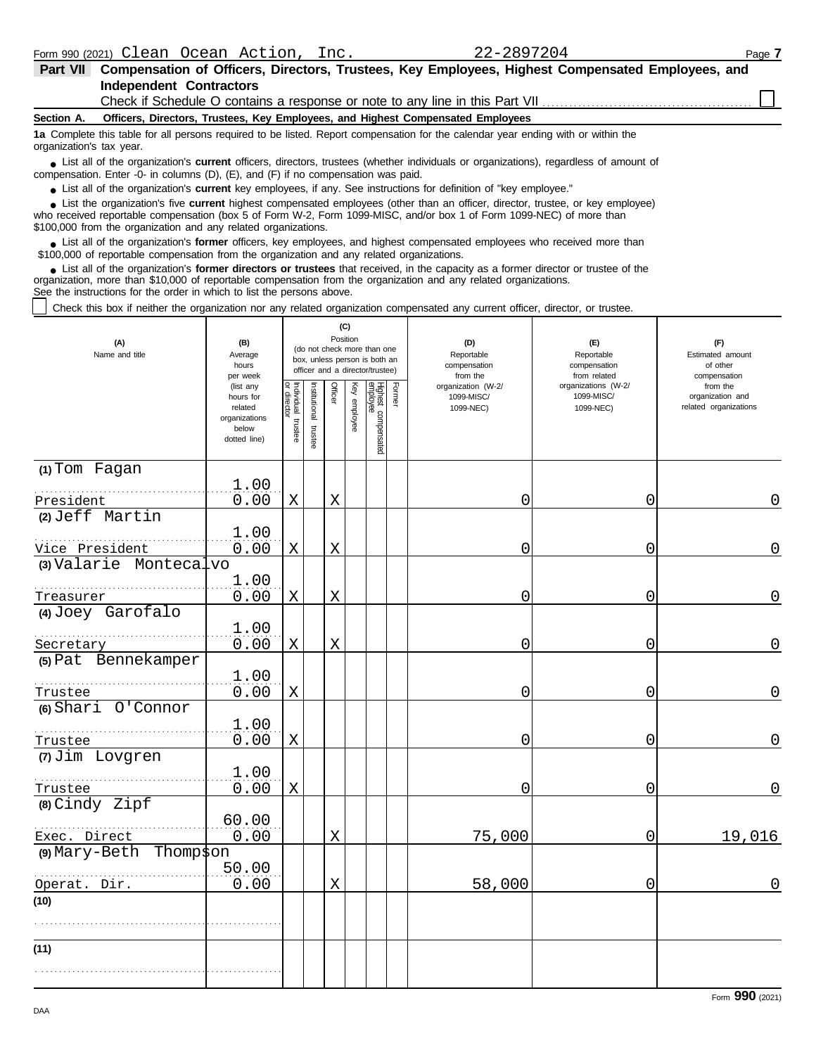Form 990 (2021) Clean Ocean Action, Inc. 22-2897204

**Part VII Compensation of Officers, Directors, Trustees, Key Employees, Highest Compensated Employees, and Independent Contractors**

Check if Schedule O contains a response or note to any line in this Part VII ☐

**Section A. Officers, Directors, Trustees, Key Employees, and Highest Compensated Employees**

**1a** Complete this table for all persons required to be listed. Report compensation for the calendar year ending with or within the organization's tax year.

- List all of the organization's **current** officers, directors, trustees (whether individuals or organizations), regardless of amount of compensation. Enter -0- in columns (D), (E), and (F) if no compensation was paid.
- List all of the organization's **current** key employees, if any. See instructions for definition of "key employee."
- List the organization's five **current** highest compensated employees (other than an officer, director, trustee, or key employee) who received reportable compensation (box 5 of Form W-2, Form 1099-MISC, and/or box 1 of Form 1099-NEC) of more than $100,000 from the organization and any related organizations.
- List all of the organization's **former** officers, key employees, and highest compensated employees who received more than $100,000 of reportable compensation from the organization and any related organizations.
- List all of the organization's **former directors or trustees** that received, in the capacity as a former director or trustee of the organization, more than $10,000 of reportable compensation from the organization and any related organizations.

See the instructions for the order in which to list the persons above.

☐ Check this box if neither the organization nor any related organization compensated any current officer, director, or trustee.

| (A) Name and title | (B) Average hours per week (list any hours for related organizations below dotted line) | (C) Position (do not check more than one box, unless person is both an officer and a director/trustee) | | | | | | (D) Reportable compensation from the organization (W-2/1099-MISC/1099-NEC) | (E) Reportable compensation from related organizations (W-2/1099-MISC/1099-NEC) | (F) Estimated amount of other compensation from the organization and related organizations |
|---|---|---|---|---|---|---|---|---|---|---|
| | | Individual trustee or director | Institutional trustee | Officer | Key employee | Highest compensated employee | Former | | | |
| (1) Tom Fagan<br>President | 1.00<br>0.00 | X | | X | | | | 0 | 0 | 0 |
| (2) Jeff Martin<br>Vice President | 1.00<br>0.00 | X | | X | | | | 0 | 0 | 0 |
| (3) Valarie Montecalvo<br>Treasurer | 1.00<br>0.00 | X | | X | | | | 0 | 0 | 0 |
| (4) Joey Garofalo<br>Secretary | 1.00<br>0.00 | X | | X | | | | 0 | 0 | 0 |
| (5) Pat Bennekamper<br>Trustee | 1.00<br>0.00 | X | | | | | | 0 | 0 | 0 |
| (6) Shari O'Connor<br>Trustee | 1.00<br>0.00 | X | | | | | | 0 | 0 | 0 |
| (7) Jim Lovgren<br>Trustee | 1.00<br>0.00 | X | | | | | | 0 | 0 | 0 |
| (8) Cindy Zipf<br>Exec. Direct | 60.00<br>0.00 | | | X | | | | 75,000 | 0 | 19,016 |
| (9) Mary-Beth Thompson<br>Operat. Dir. | 50.00<br>0.00 | | | X | | | | 58,000 | 0 | 0 |
| (10) | | | | | | | | | | |
| (11) | | | | | | | | | | |

Form **990** (2021)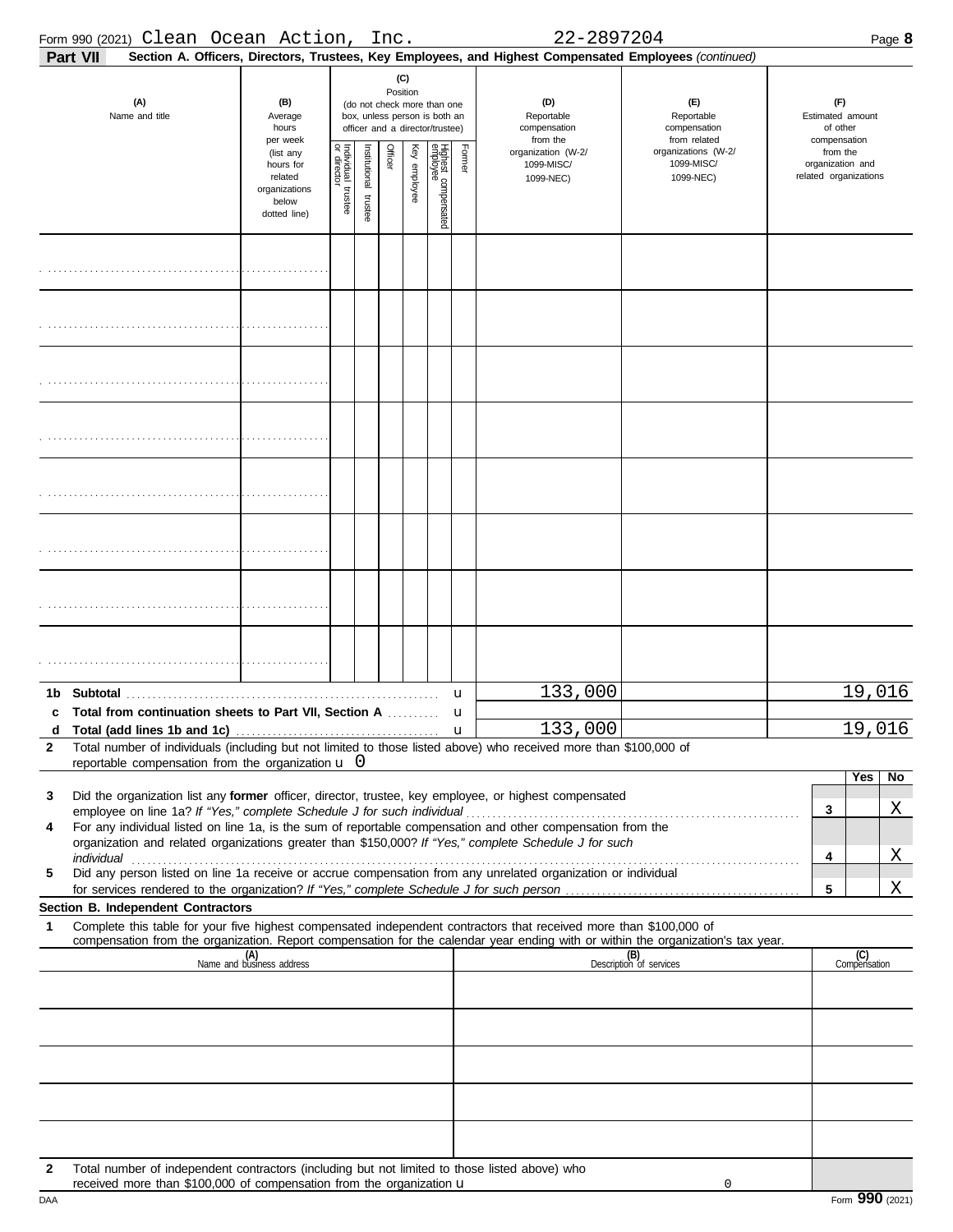Form 990 (2021) Clean Ocean Action, Inc. 22-2897204 Page 8

**Part VII Section A. Officers, Directors, Trustees, Key Employees, and Highest Compensated Employees** *(continued)*

| (A) Name and title | (B) Average hours per week (list any hours for related organizations below dotted line) | (C) Position (do not check more than one box, unless person is both an officer and a director/trustee): Individual trustee or director | Institutional trustee | Officer | Key employee | Highest compensated employee | Former | (D) Reportable compensation from the organization (W-2/ 1099-MISC/ 1099-NEC) | (E) Reportable compensation from related organizations (W-2/ 1099-MISC/ 1099-NEC) | (F) Estimated amount of other compensation from the organization and related organizations |
|---|---|---|---|---|---|---|---|---|---|---|
| | | | | | | | | | | |
| | | | | | | | | | | |
| | | | | | | | | | | |
| | | | | | | | | | | |
| | | | | | | | | | | |
| | | | | | | | | | | |
| | | | | | | | | | | |
| | | | | | | | | | | |

| | | (D) | (E) | (F) |
|---|---|---|---|---|
| **1b** | **Subtotal** u | 133,000 | | 19,016 |
| **c** | **Total from continuation sheets to Part VII, Section A** u | | | |
| **d** | **Total (add lines 1b and 1c)** u | 133,000 | | 19,016 |

**2** Total number of individuals (including but not limited to those listed above) who received more than $100,000 of reportable compensation from the organization u 0

| | | | Yes | No |
|---|---|---|---|---|
| **3** | Did the organization list any **former** officer, director, trustee, key employee, or highest compensated employee on line 1a? *If "Yes," complete Schedule J for such individual* | **3** | | X |
| **4** | For any individual listed on line 1a, is the sum of reportable compensation and other compensation from the organization and related organizations greater than $150,000? *If "Yes," complete Schedule J for such individual* | **4** | | X |
| **5** | Did any person listed on line 1a receive or accrue compensation from any unrelated organization or individual for services rendered to the organization? *If "Yes," complete Schedule J for such person* | **5** | | X |

**Section B. Independent Contractors**

**1** Complete this table for your five highest compensated independent contractors that received more than $100,000 of compensation from the organization. Report compensation for the calendar year ending with or within the organization's tax year.

| (A) Name and business address | (B) Description of services | (C) Compensation |
|---|---|---|
| | | |
| | | |
| | | |
| | | |
| | | |

**2** Total number of independent contractors (including but not limited to those listed above) who received more than $100,000 of compensation from the organization u 0

DAA Form **990** (2021)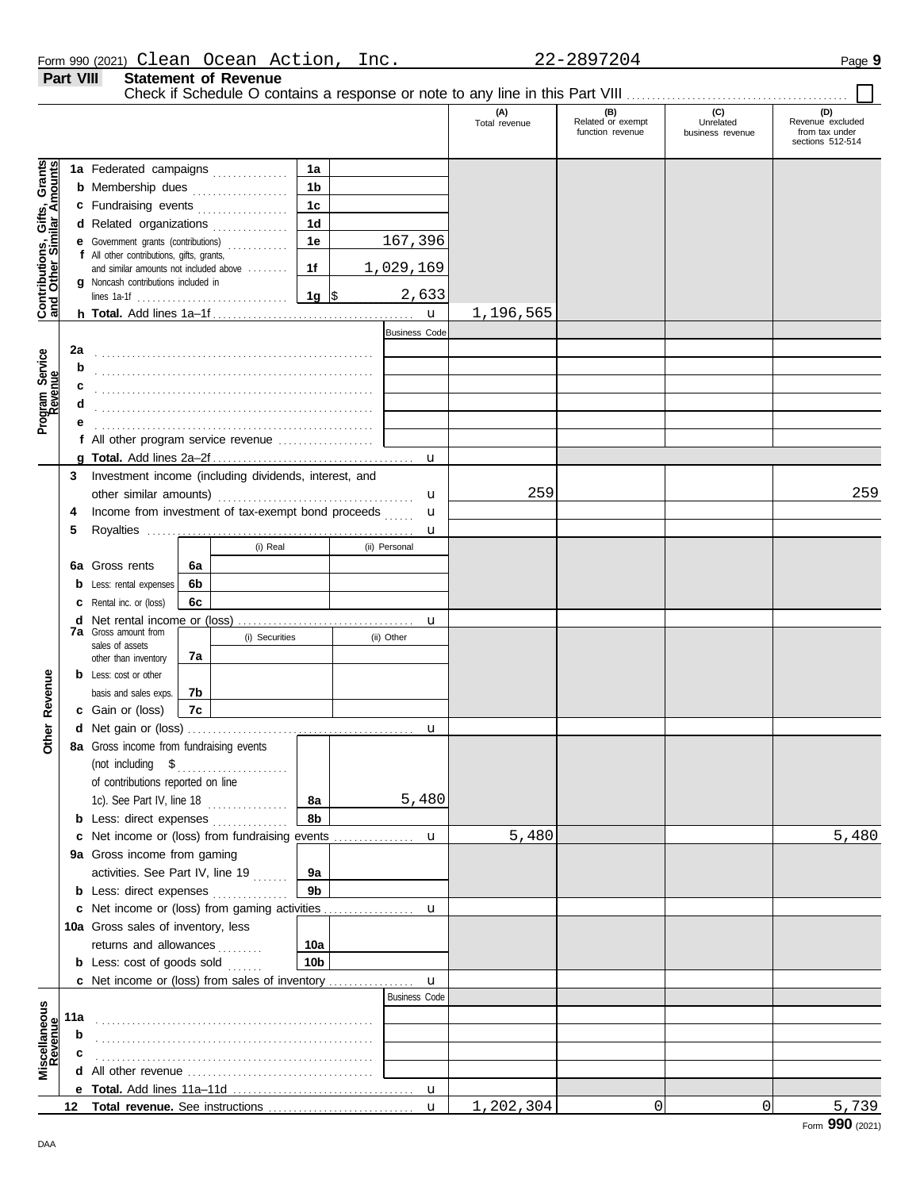Form 990 (2021) Clean Ocean Action, Inc. 22-2897204 Page 9

## Part VIII Statement of Revenue

Check if Schedule O contains a response or note to any line in this Part VIII . . . . . . . . . . . . . . . . ☐

| | | | (A) Total revenue | (B) Related or exempt function revenue | (C) Unrelated business revenue | (D) Revenue excluded from tax under sections 512-514 |
|---|---|---|---|---|---|---|
| **Contributions, Gifts, Grants and Other Similar Amounts** | 1a Federated campaigns | 1a | | | | |
| | b Membership dues | 1b | | | | |
| | c Fundraising events | 1c | | | | |
| | d Related organizations | 1d | | | | |
| | e Government grants (contributions) | 1e 167,396 | | | | |
| | f All other contributions, gifts, grants, and similar amounts not included above | 1f 1,029,169 | | | | |
| | g Noncash contributions included in lines 1a-1f | 1g $ 2,633 | | | | |
| | h **Total.** Add lines 1a–1f | u | 1,196,565 | | | |
| **Program Service Revenue** | | Business Code | | | | |
| | 2a | | | | | |
| | b | | | | | |
| | c | | | | | |
| | d | | | | | |
| | e | | | | | |
| | f All other program service revenue | | | | | |
| | g **Total.** Add lines 2a–2f | u | | | | |
| **Other Revenue** | 3 Investment income (including dividends, interest, and other similar amounts) | u | 259 | | | 259 |
| | 4 Income from investment of tax-exempt bond proceeds | u | | | | |
| | 5 Royalties | u | | | | |
| | | (i) Real / (ii) Personal | | | | |
| | 6a Gross rents | 6a | | | | |
| | b Less: rental expenses | 6b | | | | |
| | c Rental inc. or (loss) | 6c | | | | |
| | d Net rental income or (loss) | u | | | | |
| | | (i) Securities / (ii) Other | | | | |
| | 7a Gross amount from sales of assets other than inventory | 7a | | | | |
| | b Less: cost or other basis and sales exps. | 7b | | | | |
| | c Gain or (loss) | 7c | | | | |
| | d Net gain or (loss) | u | | | | |
| | 8a Gross income from fundraising events (not including $ ........ of contributions reported on line 1c). See Part IV, line 18 | 8a 5,480 | | | | |
| | b Less: direct expenses | 8b | | | | |
| | c Net income or (loss) from fundraising events | u | 5,480 | | | 5,480 |
| | 9a Gross income from gaming activities. See Part IV, line 19 | 9a | | | | |
| | b Less: direct expenses | 9b | | | | |
| | c Net income or (loss) from gaming activities | u | | | | |
| | 10a Gross sales of inventory, less returns and allowances | 10a | | | | |
| | b Less: cost of goods sold | 10b | | | | |
| | c Net income or (loss) from sales of inventory | u | | | | |
| **Miscellaneous Revenue** | | Business Code | | | | |
| | 11a | | | | | |
| | b | | | | | |
| | c | | | | | |
| | d All other revenue | | | | | |
| | e **Total.** Add lines 11a–11d | u | | | | |
| | 12 **Total revenue.** See instructions | u | 1,202,304 | 0 | 0 | 5,739 |

Form **990** (2021)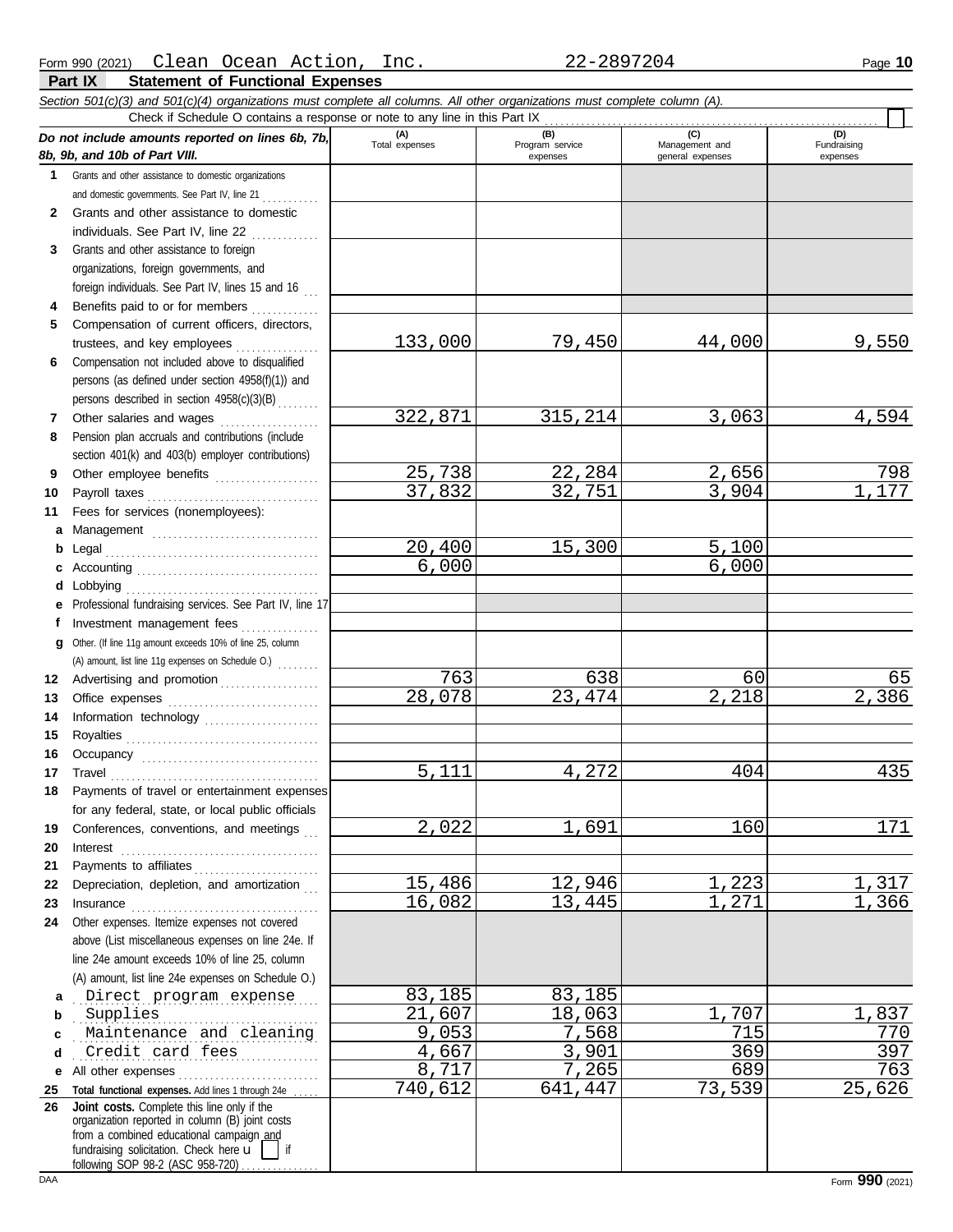Form 990 (2021) Clean Ocean Action, Inc. 22-2897204 Page **10**

## Part IX Statement of Functional Expenses

*Section 501(c)(3) and 501(c)(4) organizations must complete all columns. All other organizations must complete column (A).*

Check if Schedule O contains a response or note to any line in this Part IX ☐

| *Do not include amounts reported on lines 6b, 7b, 8b, 9b, and 10b of Part VIII.* | (A) Total expenses | (B) Program service expenses | (C) Management and general expenses | (D) Fundraising expenses |
|---|---|---|---|---|
| **1** Grants and other assistance to domestic organizations and domestic governments. See Part IV, line 21 | | | | |
| **2** Grants and other assistance to domestic individuals. See Part IV, line 22 | | | | |
| **3** Grants and other assistance to foreign organizations, foreign governments, and foreign individuals. See Part IV, lines 15 and 16 | | | | |
| **4** Benefits paid to or for members | | | | |
| **5** Compensation of current officers, directors, trustees, and key employees | 133,000 | 79,450 | 44,000 | 9,550 |
| **6** Compensation not included above to disqualified persons (as defined under section 4958(f)(1)) and persons described in section 4958(c)(3)(B) | | | | |
| **7** Other salaries and wages | 322,871 | 315,214 | 3,063 | 4,594 |
| **8** Pension plan accruals and contributions (include section 401(k) and 403(b) employer contributions) | | | | |
| **9** Other employee benefits | 25,738 | 22,284 | 2,656 | 798 |
| **10** Payroll taxes | 37,832 | 32,751 | 3,904 | 1,177 |
| **11** Fees for services (nonemployees): | | | | |
| **a** Management | | | | |
| **b** Legal | 20,400 | 15,300 | 5,100 | |
| **c** Accounting | 6,000 | | 6,000 | |
| **d** Lobbying | | | | |
| **e** Professional fundraising services. See Part IV, line 17 | | | | |
| **f** Investment management fees | | | | |
| **g** Other. (If line 11g amount exceeds 10% of line 25, column (A) amount, list line 11g expenses on Schedule O.) | | | | |
| **12** Advertising and promotion | 763 | 638 | 60 | 65 |
| **13** Office expenses | 28,078 | 23,474 | 2,218 | 2,386 |
| **14** Information technology | | | | |
| **15** Royalties | | | | |
| **16** Occupancy | | | | |
| **17** Travel | 5,111 | 4,272 | 404 | 435 |
| **18** Payments of travel or entertainment expenses for any federal, state, or local public officials | | | | |
| **19** Conferences, conventions, and meetings | 2,022 | 1,691 | 160 | 171 |
| **20** Interest | | | | |
| **21** Payments to affiliates | | | | |
| **22** Depreciation, depletion, and amortization | 15,486 | 12,946 | 1,223 | 1,317 |
| **23** Insurance | 16,082 | 13,445 | 1,271 | 1,366 |
| **24** Other expenses. Itemize expenses not covered above (List miscellaneous expenses on line 24e. If line 24e amount exceeds 10% of line 25, column (A) amount, list line 24e expenses on Schedule O.) | | | | |
| **a** Direct program expense | 83,185 | 83,185 | | |
| **b** Supplies | 21,607 | 18,063 | 1,707 | 1,837 |
| **c** Maintenance and cleaning | 9,053 | 7,568 | 715 | 770 |
| **d** Credit card fees | 4,667 | 3,901 | 369 | 397 |
| **e** All other expenses | 8,717 | 7,265 | 689 | 763 |
| **25 Total functional expenses.** Add lines 1 through 24e | 740,612 | 641,447 | 73,539 | 25,626 |
| **26 Joint costs.** Complete this line only if the organization reported in column (B) joint costs from a combined educational campaign and fundraising solicitation. Check here ☐ if following SOP 98-2 (ASC 958-720) | | | | |

Form **990** (2021)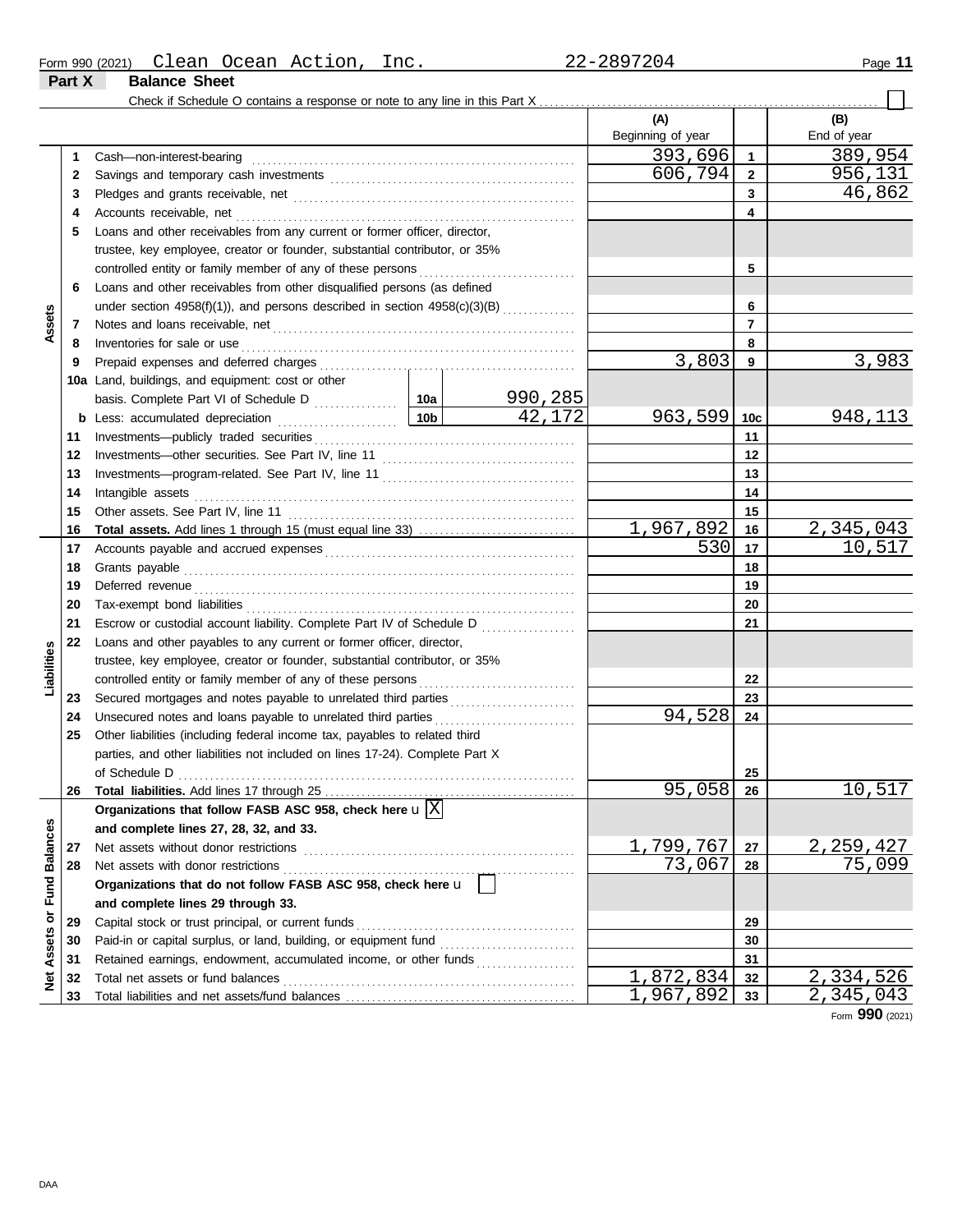Form 990 (2021) Clean Ocean Action, Inc. 22-2897204

## Part X Balance Sheet

Check if Schedule O contains a response or note to any line in this Part X ☐

| | | | | (A) Beginning of year | | (B) End of year |
|---|---|---|---|---|---|---|
| **Assets** | 1 | Cash—non-interest-bearing | | 393,696 | 1 | 389,954 |
| | 2 | Savings and temporary cash investments | | 606,794 | 2 | 956,131 |
| | 3 | Pledges and grants receivable, net | | | 3 | 46,862 |
| | 4 | Accounts receivable, net | | | 4 | |
| | 5 | Loans and other receivables from any current or former officer, director, trustee, key employee, creator or founder, substantial contributor, or 35% controlled entity or family member of any of these persons | | | 5 | |
| | 6 | Loans and other receivables from other disqualified persons (as defined under section 4958(f)(1)), and persons described in section 4958(c)(3)(B) | | | 6 | |
| | 7 | Notes and loans receivable, net | | | 7 | |
| | 8 | Inventories for sale or use | | | 8 | |
| | 9 | Prepaid expenses and deferred charges | | 3,803 | 9 | 3,983 |
| | 10a | Land, buildings, and equipment: cost or other basis. Complete Part VI of Schedule D | 10a 990,285 | | | |
| | b | Less: accumulated depreciation | 10b 42,172 | 963,599 | 10c | 948,113 |
| | 11 | Investments—publicly traded securities | | | 11 | |
| | 12 | Investments—other securities. See Part IV, line 11 | | | 12 | |
| | 13 | Investments—program-related. See Part IV, line 11 | | | 13 | |
| | 14 | Intangible assets | | | 14 | |
| | 15 | Other assets. See Part IV, line 11 | | | 15 | |
| | 16 | **Total assets.** Add lines 1 through 15 (must equal line 33) | | 1,967,892 | 16 | 2,345,043 |
| **Liabilities** | 17 | Accounts payable and accrued expenses | | 530 | 17 | 10,517 |
| | 18 | Grants payable | | | 18 | |
| | 19 | Deferred revenue | | | 19 | |
| | 20 | Tax-exempt bond liabilities | | | 20 | |
| | 21 | Escrow or custodial account liability. Complete Part IV of Schedule D | | | 21 | |
| | 22 | Loans and other payables to any current or former officer, director, trustee, key employee, creator or founder, substantial contributor, or 35% controlled entity or family member of any of these persons | | | 22 | |
| | 23 | Secured mortgages and notes payable to unrelated third parties | | | 23 | |
| | 24 | Unsecured notes and loans payable to unrelated third parties | | 94,528 | 24 | |
| | 25 | Other liabilities (including federal income tax, payables to related third parties, and other liabilities not included on lines 17-24). Complete Part X of Schedule D | | | 25 | |
| | 26 | **Total liabilities.** Add lines 17 through 25 | | 95,058 | 26 | 10,517 |
| **Net Assets or Fund Balances** | | **Organizations that follow FASB ASC 958, check here** ☒ **and complete lines 27, 28, 32, and 33.** | | | | |
| | 27 | Net assets without donor restrictions | | 1,799,767 | 27 | 2,259,427 |
| | 28 | Net assets with donor restrictions | | 73,067 | 28 | 75,099 |
| | | **Organizations that do not follow FASB ASC 958, check here** ☐ **and complete lines 29 through 33.** | | | | |
| | 29 | Capital stock or trust principal, or current funds | | | 29 | |
| | 30 | Paid-in or capital surplus, or land, building, or equipment fund | | | 30 | |
| | 31 | Retained earnings, endowment, accumulated income, or other funds | | | 31 | |
| | 32 | Total net assets or fund balances | | 1,872,834 | 32 | 2,334,526 |
| | 33 | Total liabilities and net assets/fund balances | | 1,967,892 | 33 | 2,345,043 |

Form **990** (2021)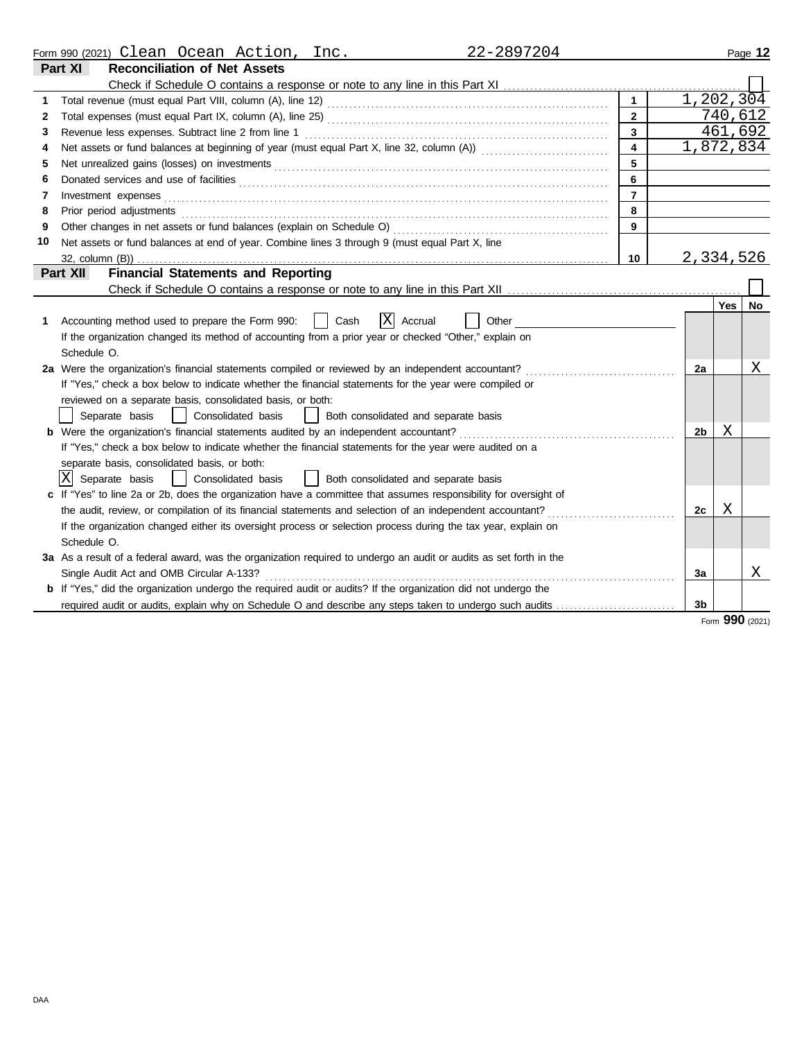Form 990 (2021) Clean Ocean Action, Inc. 22-2897204 Page 12

## Part XI Reconciliation of Net Assets

Check if Schedule O contains a response or note to any line in this Part XI ☐

| | | | |
|---|---|---|---|
| 1 | Total revenue (must equal Part VIII, column (A), line 12) | 1 | 1,202,304 |
| 2 | Total expenses (must equal Part IX, column (A), line 25) | 2 | 740,612 |
| 3 | Revenue less expenses. Subtract line 2 from line 1 | 3 | 461,692 |
| 4 | Net assets or fund balances at beginning of year (must equal Part X, line 32, column (A)) | 4 | 1,872,834 |
| 5 | Net unrealized gains (losses) on investments | 5 | |
| 6 | Donated services and use of facilities | 6 | |
| 7 | Investment expenses | 7 | |
| 8 | Prior period adjustments | 8 | |
| 9 | Other changes in net assets or fund balances (explain on Schedule O) | 9 | |
| 10 | Net assets or fund balances at end of year. Combine lines 3 through 9 (must equal Part X, line 32, column (B)) | 10 | 2,334,526 |

## Part XII Financial Statements and Reporting

Check if Schedule O contains a response or note to any line in this Part XII ☐

| | | | Yes | No |
|---|---|---|---|---|
| 1 | Accounting method used to prepare the Form 990: ☐ Cash ☒ Accrual ☐ Other<br>If the organization changed its method of accounting from a prior year or checked "Other," explain on Schedule O. | | | |
| 2a | Were the organization's financial statements compiled or reviewed by an independent accountant?<br>If "Yes," check a box below to indicate whether the financial statements for the year were compiled or reviewed on a separate basis, consolidated basis, or both:<br>☐ Separate basis ☐ Consolidated basis ☐ Both consolidated and separate basis | 2a | | X |
| b | Were the organization's financial statements audited by an independent accountant?<br>If "Yes," check a box below to indicate whether the financial statements for the year were audited on a separate basis, consolidated basis, or both:<br>☒ Separate basis ☐ Consolidated basis ☐ Both consolidated and separate basis | 2b | X | |
| c | If "Yes" to line 2a or 2b, does the organization have a committee that assumes responsibility for oversight of the audit, review, or compilation of its financial statements and selection of an independent accountant?<br>If the organization changed either its oversight process or selection process during the tax year, explain on Schedule O. | 2c | X | |
| 3a | As a result of a federal award, was the organization required to undergo an audit or audits as set forth in the Single Audit Act and OMB Circular A-133? | 3a | | X |
| b | If "Yes," did the organization undergo the required audit or audits? If the organization did not undergo the required audit or audits, explain why on Schedule O and describe any steps taken to undergo such audits | 3b | | |

Form **990** (2021)

DAA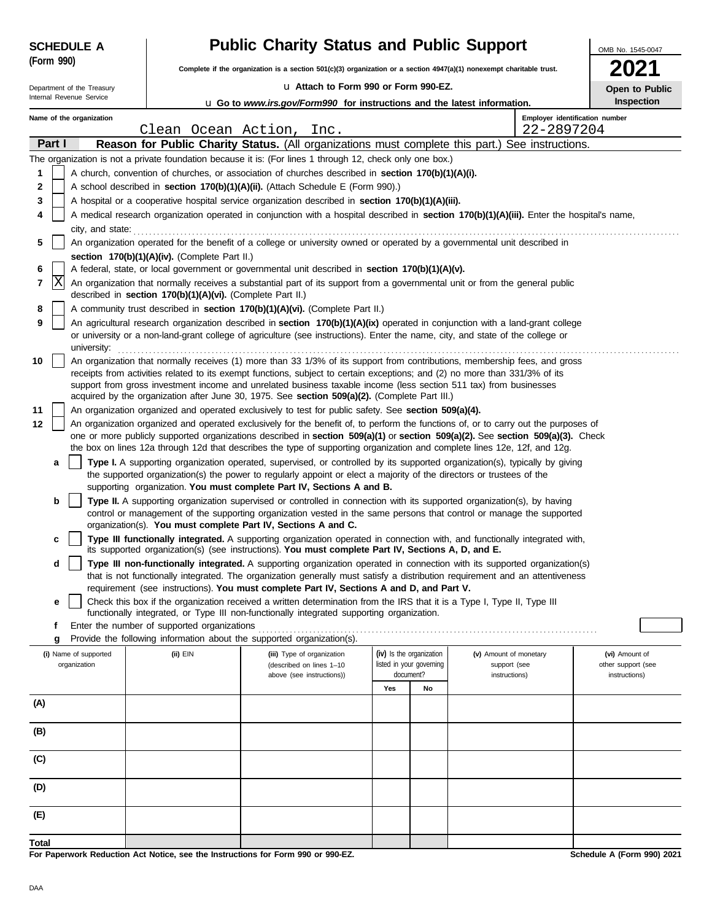**SCHEDULE A (Form 990)**

Department of the Treasury
Internal Revenue Service

# Public Charity Status and Public Support

**Complete if the organization is a section 501(c)(3) organization or a section 4947(a)(1) nonexempt charitable trust.**

u Attach to Form 990 or Form 990-EZ.

u Go to *www.irs.gov/Form990* for instructions and the latest information.

OMB No. 1545-0047

**2021**

**Open to Public Inspection**

**Name of the organization:** Clean Ocean Action, Inc.

**Employer identification number:** 22-2897204

## Part I — Reason for Public Charity Status. (All organizations must complete this part.) See instructions.

The organization is not a private foundation because it is: (For lines 1 through 12, check only one box.)

1. [ ] A church, convention of churches, or association of churches described in **section 170(b)(1)(A)(i).**
2. [ ] A school described in **section 170(b)(1)(A)(ii).** (Attach Schedule E (Form 990).)
3. [ ] A hospital or a cooperative hospital service organization described in **section 170(b)(1)(A)(iii).**
4. [ ] A medical research organization operated in conjunction with a hospital described in **section 170(b)(1)(A)(iii).** Enter the hospital's name, city, and state:
5. [ ] An organization operated for the benefit of a college or university owned or operated by a governmental unit described in **section 170(b)(1)(A)(iv).** (Complete Part II.)
6. [ ] A federal, state, or local government or governmental unit described in **section 170(b)(1)(A)(v).**
7. [X] An organization that normally receives a substantial part of its support from a governmental unit or from the general public described in **section 170(b)(1)(A)(vi).** (Complete Part II.)
8. [ ] A community trust described in **section 170(b)(1)(A)(vi).** (Complete Part II.)
9. [ ] An agricultural research organization described in **section 170(b)(1)(A)(ix)** operated in conjunction with a land-grant college or university or a non-land-grant college of agriculture (see instructions). Enter the name, city, and state of the college or university:
10. [ ] An organization that normally receives (1) more than 33 1/3% of its support from contributions, membership fees, and gross receipts from activities related to its exempt functions, subject to certain exceptions; and (2) no more than 331/3% of its support from gross investment income and unrelated business taxable income (less section 511 tax) from businesses acquired by the organization after June 30, 1975. See **section 509(a)(2).** (Complete Part III.)
11. [ ] An organization organized and operated exclusively to test for public safety. See **section 509(a)(4).**
12. [ ] An organization organized and operated exclusively for the benefit of, to perform the functions of, or to carry out the purposes of one or more publicly supported organizations described in **section 509(a)(1)** or **section 509(a)(2).** See **section 509(a)(3).** Check the box on lines 12a through 12d that describes the type of supporting organization and complete lines 12e, 12f, and 12g.
   - **a** [ ] **Type I.** A supporting organization operated, supervised, or controlled by its supported organization(s), typically by giving the supported organization(s) the power to regularly appoint or elect a majority of the directors or trustees of the supporting organization. **You must complete Part IV, Sections A and B.**
   - **b** [ ] **Type II.** A supporting organization supervised or controlled in connection with its supported organization(s), by having control or management of the supporting organization vested in the same persons that control or manage the supported organization(s). **You must complete Part IV, Sections A and C.**
   - **c** [ ] **Type III functionally integrated.** A supporting organization operated in connection with, and functionally integrated with, its supported organization(s) (see instructions). **You must complete Part IV, Sections A, D, and E.**
   - **d** [ ] **Type III non-functionally integrated.** A supporting organization operated in connection with its supported organization(s) that is not functionally integrated. The organization generally must satisfy a distribution requirement and an attentiveness requirement (see instructions). **You must complete Part IV, Sections A and D, and Part V.**
   - **e** [ ] Check this box if the organization received a written determination from the IRS that it is a Type I, Type II, Type III functionally integrated, or Type III non-functionally integrated supporting organization.
   - **f** Enter the number of supported organizations
   - **g** Provide the following information about the supported organization(s).

| (i) Name of supported organization | (ii) EIN | (iii) Type of organization (described on lines 1–10 above (see instructions)) | (iv) Is the organization listed in your governing document? Yes | No | (v) Amount of monetary support (see instructions) | (vi) Amount of other support (see instructions) |
|---|---|---|---|---|---|---|
| (A) | | | | | | |
| (B) | | | | | | |
| (C) | | | | | | |
| (D) | | | | | | |
| (E) | | | | | | |
| **Total** | | | | | | |

**For Paperwork Reduction Act Notice, see the Instructions for Form 990 or 990-EZ.**

**Schedule A (Form 990) 2021**

DAA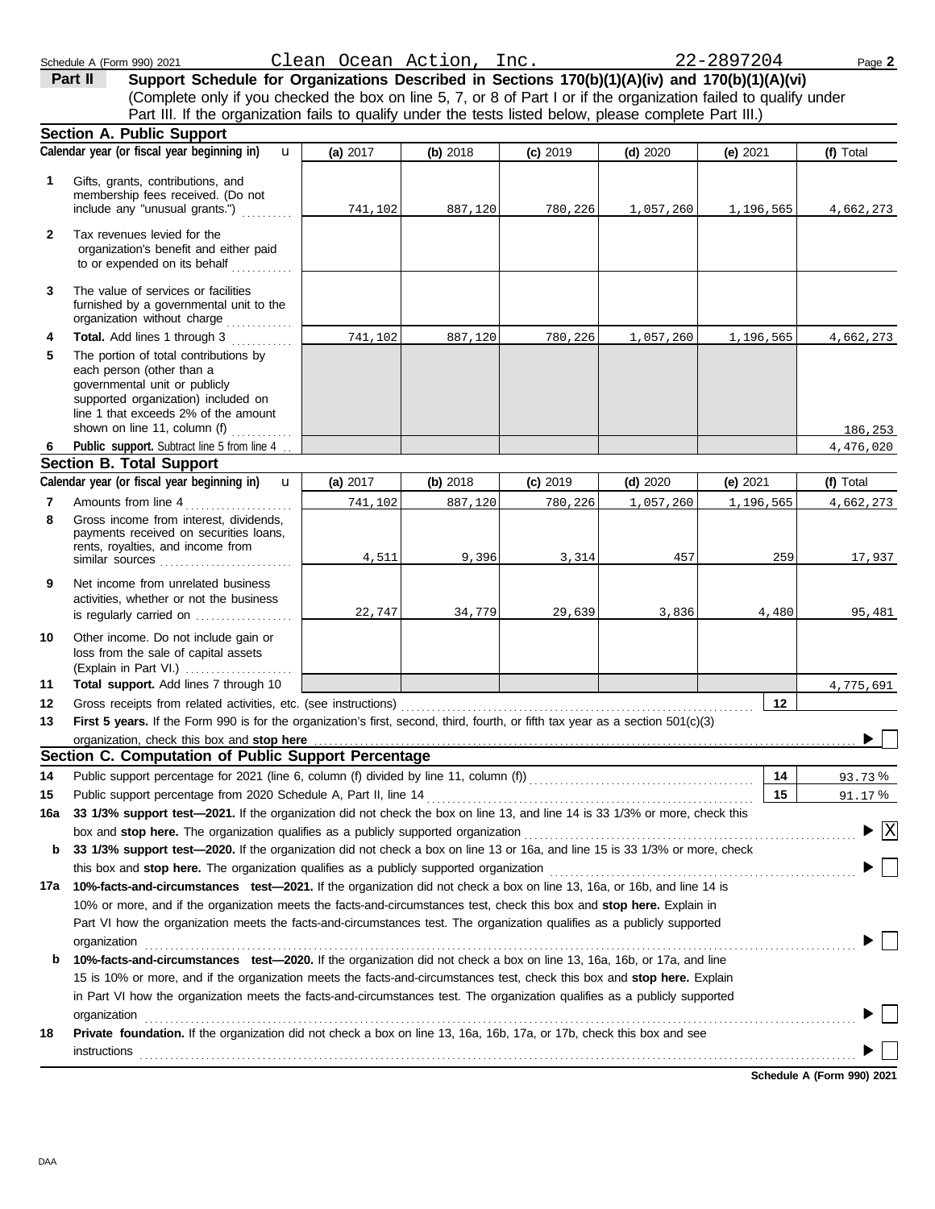Schedule A (Form 990) 2021 Clean Ocean Action, Inc. 22-2897204 Page **2**

## Part II Support Schedule for Organizations Described in Sections 170(b)(1)(A)(iv) and 170(b)(1)(A)(vi)

(Complete only if you checked the box on line 5, 7, or 8 of Part I or if the organization failed to qualify under Part III. If the organization fails to qualify under the tests listed below, please complete Part III.)

### Section A. Public Support

| | Calendar year (or fiscal year beginning in) | (a) 2017 | (b) 2018 | (c) 2019 | (d) 2020 | (e) 2021 | (f) Total |
|---|---|---|---|---|---|---|---|
| 1 | Gifts, grants, contributions, and membership fees received. (Do not include any "unusual grants.") | 741,102 | 887,120 | 780,226 | 1,057,260 | 1,196,565 | 4,662,273 |
| 2 | Tax revenues levied for the organization's benefit and either paid to or expended on its behalf | | | | | | |
| 3 | The value of services or facilities furnished by a governmental unit to the organization without charge | | | | | | |
| 4 | **Total.** Add lines 1 through 3 | 741,102 | 887,120 | 780,226 | 1,057,260 | 1,196,565 | 4,662,273 |
| 5 | The portion of total contributions by each person (other than a governmental unit or publicly supported organization) included on line 1 that exceeds 2% of the amount shown on line 11, column (f) | | | | | | 186,253 |
| 6 | **Public support.** Subtract line 5 from line 4 | | | | | | 4,476,020 |

### Section B. Total Support

| | Calendar year (or fiscal year beginning in) | (a) 2017 | (b) 2018 | (c) 2019 | (d) 2020 | (e) 2021 | (f) Total |
|---|---|---|---|---|---|---|---|
| 7 | Amounts from line 4 | 741,102 | 887,120 | 780,226 | 1,057,260 | 1,196,565 | 4,662,273 |
| 8 | Gross income from interest, dividends, payments received on securities loans, rents, royalties, and income from similar sources | 4,511 | 9,396 | 3,314 | 457 | 259 | 17,937 |
| 9 | Net income from unrelated business activities, whether or not the business is regularly carried on | 22,747 | 34,779 | 29,639 | 3,836 | 4,480 | 95,481 |
| 10 | Other income. Do not include gain or loss from the sale of capital assets (Explain in Part VI.) | | | | | | |
| 11 | **Total support.** Add lines 7 through 10 | | | | | | 4,775,691 |

12 Gross receipts from related activities, etc. (see instructions) — 12

13 **First 5 years.** If the Form 990 is for the organization's first, second, third, fourth, or fifth tax year as a section 501(c)(3) organization, check this box and **stop here** ☐

### Section C. Computation of Public Support Percentage

14 Public support percentage for 2021 (line 6, column (f) divided by line 11, column (f)) — 14 — 93.73 %

15 Public support percentage from 2020 Schedule A, Part II, line 14 — 15 — 91.17 %

16a **33 1/3% support test—2021.** If the organization did not check the box on line 13, and line 14 is 33 1/3% or more, check this box and **stop here.** The organization qualifies as a publicly supported organization ☒

b **33 1/3% support test—2020.** If the organization did not check a box on line 13 or 16a, and line 15 is 33 1/3% or more, check this box and **stop here.** The organization qualifies as a publicly supported organization ☐

17a **10%-facts-and-circumstances test—2021.** If the organization did not check a box on line 13, 16a, or 16b, and line 14 is 10% or more, and if the organization meets the facts-and-circumstances test, check this box and **stop here.** Explain in Part VI how the organization meets the facts-and-circumstances test. The organization qualifies as a publicly supported organization ☐

b **10%-facts-and-circumstances test—2020.** If the organization did not check a box on line 13, 16a, 16b, or 17a, and line 15 is 10% or more, and if the organization meets the facts-and-circumstances test, check this box and **stop here.** Explain in Part VI how the organization meets the facts-and-circumstances test. The organization qualifies as a publicly supported organization ☐

18 **Private foundation.** If the organization did not check a box on line 13, 16a, 16b, 17a, or 17b, check this box and see instructions ☐

**Schedule A (Form 990) 2021**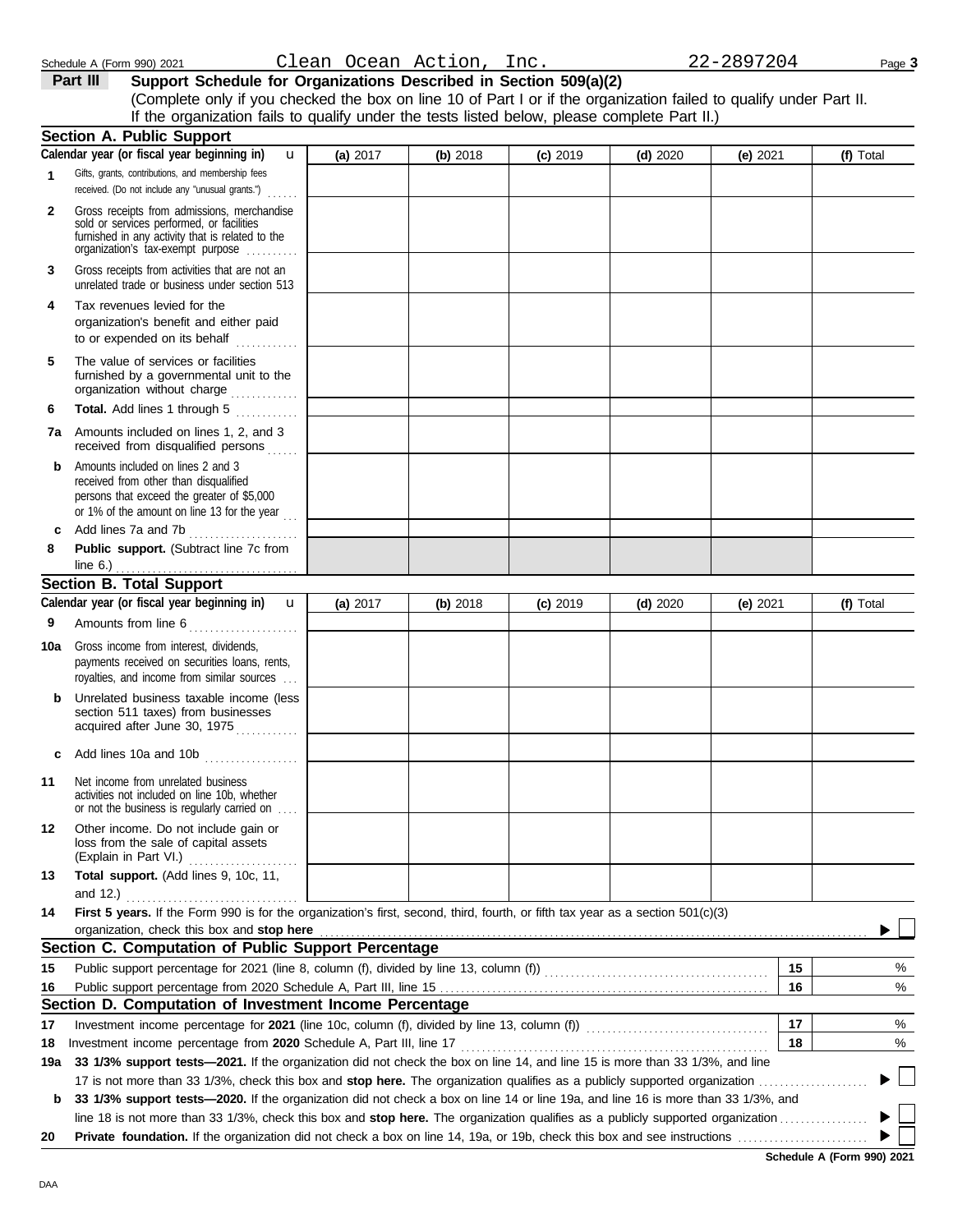Schedule A (Form 990) 2021 Clean Ocean Action, Inc. 22-2897204

## Part III Support Schedule for Organizations Described in Section 509(a)(2)

(Complete only if you checked the box on line 10 of Part I or if the organization failed to qualify under Part II. If the organization fails to qualify under the tests listed below, please complete Part II.)

### Section A. Public Support

| Calendar year (or fiscal year beginning in) | (a) 2017 | (b) 2018 | (c) 2019 | (d) 2020 | (e) 2021 | (f) Total |
|---|---|---|---|---|---|---|
| 1 Gifts, grants, contributions, and membership fees received. (Do not include any "unusual grants.") | | | | | | |
| 2 Gross receipts from admissions, merchandise sold or services performed, or facilities furnished in any activity that is related to the organization's tax-exempt purpose | | | | | | |
| 3 Gross receipts from activities that are not an unrelated trade or business under section 513 | | | | | | |
| 4 Tax revenues levied for the organization's benefit and either paid to or expended on its behalf | | | | | | |
| 5 The value of services or facilities furnished by a governmental unit to the organization without charge | | | | | | |
| 6 **Total.** Add lines 1 through 5 | | | | | | |
| 7a Amounts included on lines 1, 2, and 3 received from disqualified persons | | | | | | |
| b Amounts included on lines 2 and 3 received from other than disqualified persons that exceed the greater of $5,000 or 1% of the amount on line 13 for the year | | | | | | |
| c Add lines 7a and 7b | | | | | | |
| 8 **Public support.** (Subtract line 7c from line 6.) | | | | | | |

### Section B. Total Support

| Calendar year (or fiscal year beginning in) | (a) 2017 | (b) 2018 | (c) 2019 | (d) 2020 | (e) 2021 | (f) Total |
|---|---|---|---|---|---|---|
| 9 Amounts from line 6 | | | | | | |
| 10a Gross income from interest, dividends, payments received on securities loans, rents, royalties, and income from similar sources | | | | | | |
| b Unrelated business taxable income (less section 511 taxes) from businesses acquired after June 30, 1975 | | | | | | |
| c Add lines 10a and 10b | | | | | | |
| 11 Net income from unrelated business activities not included on line 10b, whether or not the business is regularly carried on | | | | | | |
| 12 Other income. Do not include gain or loss from the sale of capital assets (Explain in Part VI.) | | | | | | |
| 13 **Total support.** (Add lines 9, 10c, 11, and 12.) | | | | | | |

14 **First 5 years.** If the Form 990 is for the organization's first, second, third, fourth, or fifth tax year as a section 501(c)(3) organization, check this box and **stop here** ☐

### Section C. Computation of Public Support Percentage

| | | | |
|---|---|---|---|
| 15 | Public support percentage for 2021 (line 8, column (f), divided by line 13, column (f)) | 15 | % |
| 16 | Public support percentage from 2020 Schedule A, Part III, line 15 | 16 | % |

### Section D. Computation of Investment Income Percentage

| | | | |
|---|---|---|---|
| 17 | Investment income percentage for **2021** (line 10c, column (f), divided by line 13, column (f)) | 17 | % |
| 18 | Investment income percentage from **2020** Schedule A, Part III, line 17 | 18 | % |

19a **33 1/3% support tests—2021.** If the organization did not check the box on line 14, and line 15 is more than 33 1/3%, and line 17 is not more than 33 1/3%, check this box and **stop here.** The organization qualifies as a publicly supported organization ☐

b **33 1/3% support tests—2020.** If the organization did not check a box on line 14 or line 19a, and line 16 is more than 33 1/3%, and line 18 is not more than 33 1/3%, check this box and **stop here.** The organization qualifies as a publicly supported organization ☐

20 **Private foundation.** If the organization did not check a box on line 14, 19a, or 19b, check this box and see instructions ☐

Schedule A (Form 990) 2021

DAA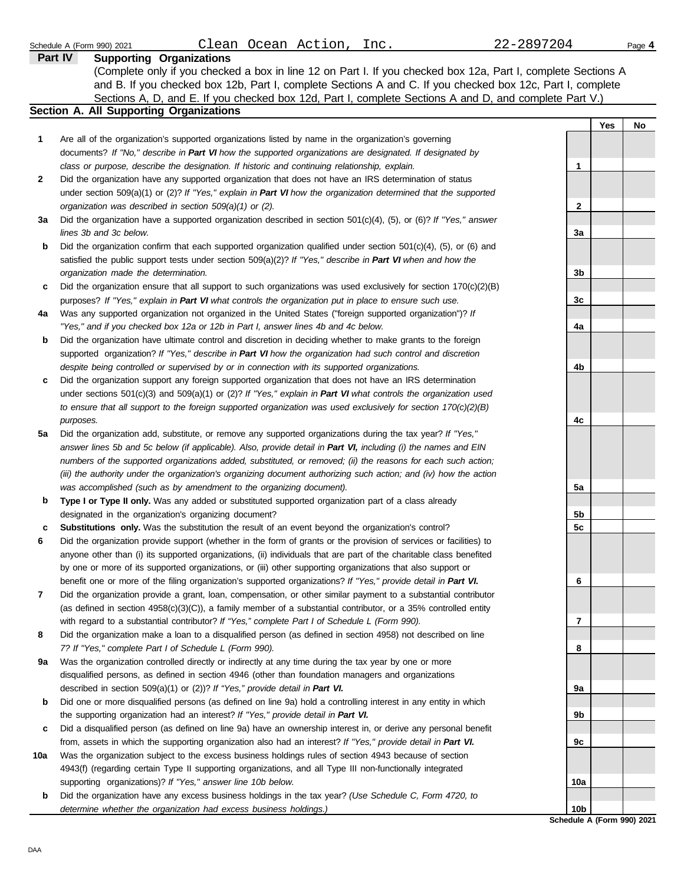Schedule A (Form 990) 2021 Clean Ocean Action, Inc. 22-2897204

## Part IV Supporting Organizations

(Complete only if you checked a box in line 12 on Part I. If you checked box 12a, Part I, complete Sections A and B. If you checked box 12b, Part I, complete Sections A and C. If you checked box 12c, Part I, complete Sections A, D, and E. If you checked box 12d, Part I, complete Sections A and D, and complete Part V.)

### Section A. All Supporting Organizations

| | | | Yes | No |
|---|---|---|---|---|
| **1** | Are all of the organization's supported organizations listed by name in the organization's governing documents? *If "No," describe in **Part VI** how the supported organizations are designated. If designated by class or purpose, describe the designation. If historic and continuing relationship, explain.* | 1 | | |
| **2** | Did the organization have any supported organization that does not have an IRS determination of status under section 509(a)(1) or (2)? *If "Yes," explain in **Part VI** how the organization determined that the supported organization was described in section 509(a)(1) or (2).* | 2 | | |
| **3a** | Did the organization have a supported organization described in section 501(c)(4), (5), or (6)? *If "Yes," answer lines 3b and 3c below.* | 3a | | |
| **b** | Did the organization confirm that each supported organization qualified under section 501(c)(4), (5), or (6) and satisfied the public support tests under section 509(a)(2)? *If "Yes," describe in **Part VI** when and how the organization made the determination.* | 3b | | |
| **c** | Did the organization ensure that all support to such organizations was used exclusively for section 170(c)(2)(B) purposes? *If "Yes," explain in **Part VI** what controls the organization put in place to ensure such use.* | 3c | | |
| **4a** | Was any supported organization not organized in the United States ("foreign supported organization")? *If "Yes," and if you checked box 12a or 12b in Part I, answer lines 4b and 4c below.* | 4a | | |
| **b** | Did the organization have ultimate control and discretion in deciding whether to make grants to the foreign supported organization? *If "Yes," describe in **Part VI** how the organization had such control and discretion despite being controlled or supervised by or in connection with its supported organizations.* | 4b | | |
| **c** | Did the organization support any foreign supported organization that does not have an IRS determination under sections 501(c)(3) and 509(a)(1) or (2)? *If "Yes," explain in **Part VI** what controls the organization used to ensure that all support to the foreign supported organization was used exclusively for section 170(c)(2)(B) purposes.* | 4c | | |
| **5a** | Did the organization add, substitute, or remove any supported organizations during the tax year? *If "Yes," answer lines 5b and 5c below (if applicable). Also, provide detail in **Part VI,** including (i) the names and EIN numbers of the supported organizations added, substituted, or removed; (ii) the reasons for each such action; (iii) the authority under the organization's organizing document authorizing such action; and (iv) how the action was accomplished (such as by amendment to the organizing document).* | 5a | | |
| **b** | **Type I or Type II only.** Was any added or substituted supported organization part of a class already designated in the organization's organizing document? | 5b | | |
| **c** | **Substitutions only.** Was the substitution the result of an event beyond the organization's control? | 5c | | |
| **6** | Did the organization provide support (whether in the form of grants or the provision of services or facilities) to anyone other than (i) its supported organizations, (ii) individuals that are part of the charitable class benefited by one or more of its supported organizations, or (iii) other supporting organizations that also support or benefit one or more of the filing organization's supported organizations? *If "Yes," provide detail in **Part VI.*** | 6 | | |
| **7** | Did the organization provide a grant, loan, compensation, or other similar payment to a substantial contributor (as defined in section 4958(c)(3)(C)), a family member of a substantial contributor, or a 35% controlled entity with regard to a substantial contributor? *If "Yes," complete Part I of Schedule L (Form 990).* | 7 | | |
| **8** | Did the organization make a loan to a disqualified person (as defined in section 4958) not described on line 7? *If "Yes," complete Part I of Schedule L (Form 990).* | 8 | | |
| **9a** | Was the organization controlled directly or indirectly at any time during the tax year by one or more disqualified persons, as defined in section 4946 (other than foundation managers and organizations described in section 509(a)(1) or (2))? *If "Yes," provide detail in **Part VI.*** | 9a | | |
| **b** | Did one or more disqualified persons (as defined on line 9a) hold a controlling interest in any entity in which the supporting organization had an interest? *If "Yes," provide detail in **Part VI.*** | 9b | | |
| **c** | Did a disqualified person (as defined on line 9a) have an ownership interest in, or derive any personal benefit from, assets in which the supporting organization also had an interest? *If "Yes," provide detail in **Part VI.*** | 9c | | |
| **10a** | Was the organization subject to the excess business holdings rules of section 4943 because of section 4943(f) (regarding certain Type II supporting organizations, and all Type III non-functionally integrated supporting organizations)? *If "Yes," answer line 10b below.* | 10a | | |
| **b** | Did the organization have any excess business holdings in the tax year? *(Use Schedule C, Form 4720, to determine whether the organization had excess business holdings.)* | 10b | | |

Schedule A (Form 990) 2021

DAA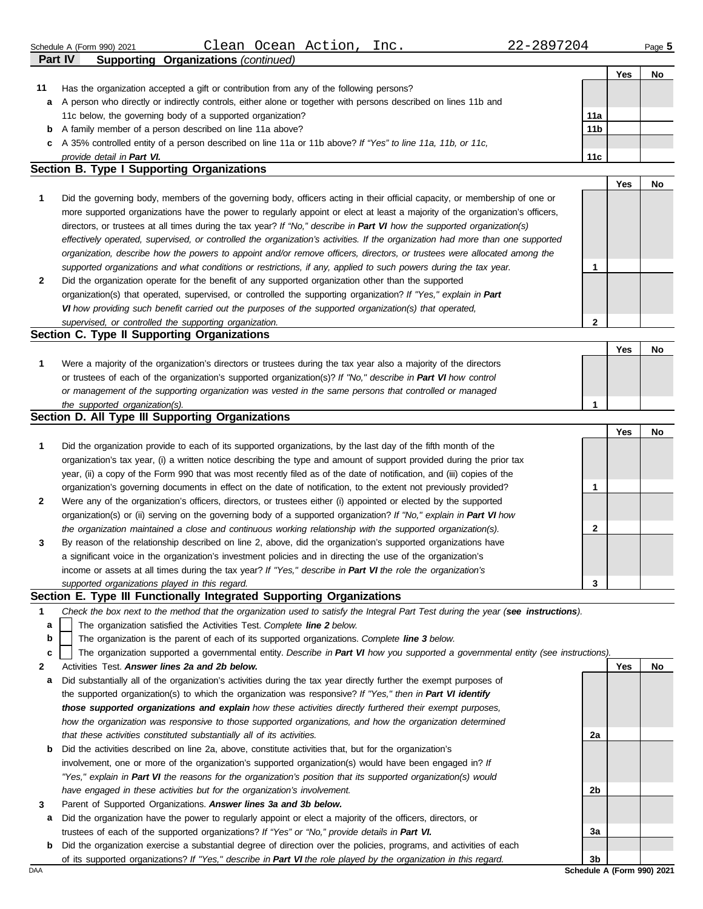Schedule A (Form 990) 2021 Clean Ocean Action, Inc. 22-2897204

**Part IV Supporting Organizations** *(continued)*

| | | | Yes | No |
|---|---|---|---|---|
| **11** | Has the organization accepted a gift or contribution from any of the following persons? | | | |
| **a** | A person who directly or indirectly controls, either alone or together with persons described on lines 11b and 11c below, the governing body of a supported organization? | **11a** | | |
| **b** | A family member of a person described on line 11a above? | **11b** | | |
| **c** | A 35% controlled entity of a person described on line 11a or 11b above? *If "Yes" to line 11a, 11b, or 11c, provide detail in* ***Part VI.*** | **11c** | | |

## Section B. Type I Supporting Organizations

| | | | Yes | No |
|---|---|---|---|---|
| **1** | Did the governing body, members of the governing body, officers acting in their official capacity, or membership of one or more supported organizations have the power to regularly appoint or elect at least a majority of the organization's officers, directors, or trustees at all times during the tax year? *If "No," describe in* ***Part VI*** *how the supported organization(s) effectively operated, supervised, or controlled the organization's activities. If the organization had more than one supported organization, describe how the powers to appoint and/or remove officers, directors, or trustees were allocated among the supported organizations and what conditions or restrictions, if any, applied to such powers during the tax year.* | **1** | | |
| **2** | Did the organization operate for the benefit of any supported organization other than the supported organization(s) that operated, supervised, or controlled the supporting organization? *If "Yes," explain in* ***Part VI*** *how providing such benefit carried out the purposes of the supported organization(s) that operated, supervised, or controlled the supporting organization.* | **2** | | |

## Section C. Type II Supporting Organizations

| | | | Yes | No |
|---|---|---|---|---|
| **1** | Were a majority of the organization's directors or trustees during the tax year also a majority of the directors or trustees of each of the organization's supported organization(s)? *If "No," describe in* ***Part VI*** *how control or management of the supporting organization was vested in the same persons that controlled or managed the supported organization(s).* | **1** | | |

## Section D. All Type III Supporting Organizations

| | | | Yes | No |
|---|---|---|---|---|
| **1** | Did the organization provide to each of its supported organizations, by the last day of the fifth month of the organization's tax year, (i) a written notice describing the type and amount of support provided during the prior tax year, (ii) a copy of the Form 990 that was most recently filed as of the date of notification, and (iii) copies of the organization's governing documents in effect on the date of notification, to the extent not previously provided? | **1** | | |
| **2** | Were any of the organization's officers, directors, or trustees either (i) appointed or elected by the supported organization(s) or (ii) serving on the governing body of a supported organization? *If "No," explain in* ***Part VI*** *how the organization maintained a close and continuous working relationship with the supported organization(s).* | **2** | | |
| **3** | By reason of the relationship described on line 2, above, did the organization's supported organizations have a significant voice in the organization's investment policies and in directing the use of the organization's income or assets at all times during the tax year? *If "Yes," describe in* ***Part VI*** *the role the organization's supported organizations played in this regard.* | **3** | | |

## Section E. Type III Functionally Integrated Supporting Organizations

**1** *Check the box next to the method that the organization used to satisfy the Integral Part Test during the year (****see instructions****).*

- **a** ☐ The organization satisfied the Activities Test. *Complete* ***line 2*** *below.*
- **b** ☐ The organization is the parent of each of its supported organizations. *Complete* ***line 3*** *below.*
- **c** ☐ The organization supported a governmental entity. *Describe in* ***Part VI*** *how you supported a governmental entity (see instructions).*

| | | | Yes | No |
|---|---|---|---|---|
| **2** | Activities Test. ***Answer lines 2a and 2b below.*** | | | |
| **a** | Did substantially all of the organization's activities during the tax year directly further the exempt purposes of the supported organization(s) to which the organization was responsive? *If "Yes," then in* ***Part VI identify those supported organizations and explain*** *how these activities directly furthered their exempt purposes, how the organization was responsive to those supported organizations, and how the organization determined that these activities constituted substantially all of its activities.* | **2a** | | |
| **b** | Did the activities described on line 2a, above, constitute activities that, but for the organization's involvement, one or more of the organization's supported organization(s) would have been engaged in? *If "Yes," explain in* ***Part VI*** *the reasons for the organization's position that its supported organization(s) would have engaged in these activities but for the organization's involvement.* | **2b** | | |
| **3** | Parent of Supported Organizations. ***Answer lines 3a and 3b below.*** | | | |
| **a** | Did the organization have the power to regularly appoint or elect a majority of the officers, directors, or trustees of each of the supported organizations? *If "Yes" or "No," provide details in* ***Part VI.*** | **3a** | | |
| **b** | Did the organization exercise a substantial degree of direction over the policies, programs, and activities of each of its supported organizations? *If "Yes," describe in* ***Part VI*** *the role played by the organization in this regard.* | **3b** | | |

Schedule A (Form 990) 2021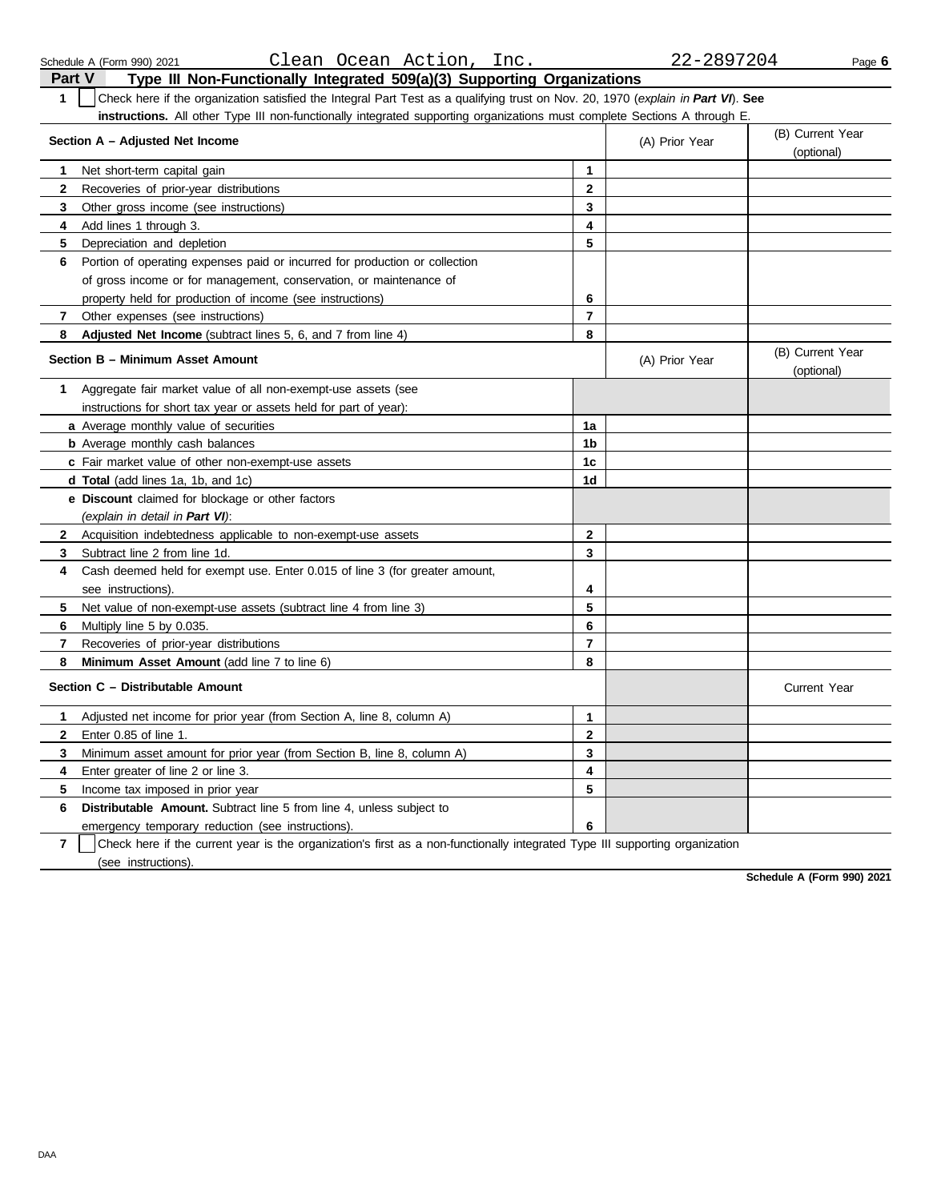Schedule A (Form 990) 2021 Clean Ocean Action, Inc. 22-2897204

## Part V Type III Non-Functionally Integrated 509(a)(3) Supporting Organizations

**1** ☐ Check here if the organization satisfied the Integral Part Test as a qualifying trust on Nov. 20, 1970 (*explain in **Part VI***). **See instructions.** All other Type III non-functionally integrated supporting organizations must complete Sections A through E.

| Section A – Adjusted Net Income | | (A) Prior Year | (B) Current Year (optional) |
|---|---|---|---|
| **1** Net short-term capital gain | 1 | | |
| **2** Recoveries of prior-year distributions | 2 | | |
| **3** Other gross income (see instructions) | 3 | | |
| **4** Add lines 1 through 3. | 4 | | |
| **5** Depreciation and depletion | 5 | | |
| **6** Portion of operating expenses paid or incurred for production or collection of gross income or for management, conservation, or maintenance of property held for production of income (see instructions) | 6 | | |
| **7** Other expenses (see instructions) | 7 | | |
| **8** **Adjusted Net Income** (subtract lines 5, 6, and 7 from line 4) | 8 | | |

| Section B – Minimum Asset Amount | | (A) Prior Year | (B) Current Year (optional) |
|---|---|---|---|
| **1** Aggregate fair market value of all non-exempt-use assets (see instructions for short tax year or assets held for part of year): | | | |
| **a** Average monthly value of securities | 1a | | |
| **b** Average monthly cash balances | 1b | | |
| **c** Fair market value of other non-exempt-use assets | 1c | | |
| **d** **Total** (add lines 1a, 1b, and 1c) | 1d | | |
| **e** **Discount** claimed for blockage or other factors (*explain in detail in **Part VI***): | | | |
| **2** Acquisition indebtedness applicable to non-exempt-use assets | 2 | | |
| **3** Subtract line 2 from line 1d. | 3 | | |
| **4** Cash deemed held for exempt use. Enter 0.015 of line 3 (for greater amount, see instructions). | 4 | | |
| **5** Net value of non-exempt-use assets (subtract line 4 from line 3) | 5 | | |
| **6** Multiply line 5 by 0.035. | 6 | | |
| **7** Recoveries of prior-year distributions | 7 | | |
| **8** **Minimum Asset Amount** (add line 7 to line 6) | 8 | | |

| Section C – Distributable Amount | | | Current Year |
|---|---|---|---|
| **1** Adjusted net income for prior year (from Section A, line 8, column A) | 1 | | |
| **2** Enter 0.85 of line 1. | 2 | | |
| **3** Minimum asset amount for prior year (from Section B, line 8, column A) | 3 | | |
| **4** Enter greater of line 2 or line 3. | 4 | | |
| **5** Income tax imposed in prior year | 5 | | |
| **6** **Distributable Amount.** Subtract line 5 from line 4, unless subject to emergency temporary reduction (see instructions). | 6 | | |

**7** ☐ Check here if the current year is the organization's first as a non-functionally integrated Type III supporting organization (see instructions).

**Schedule A (Form 990) 2021**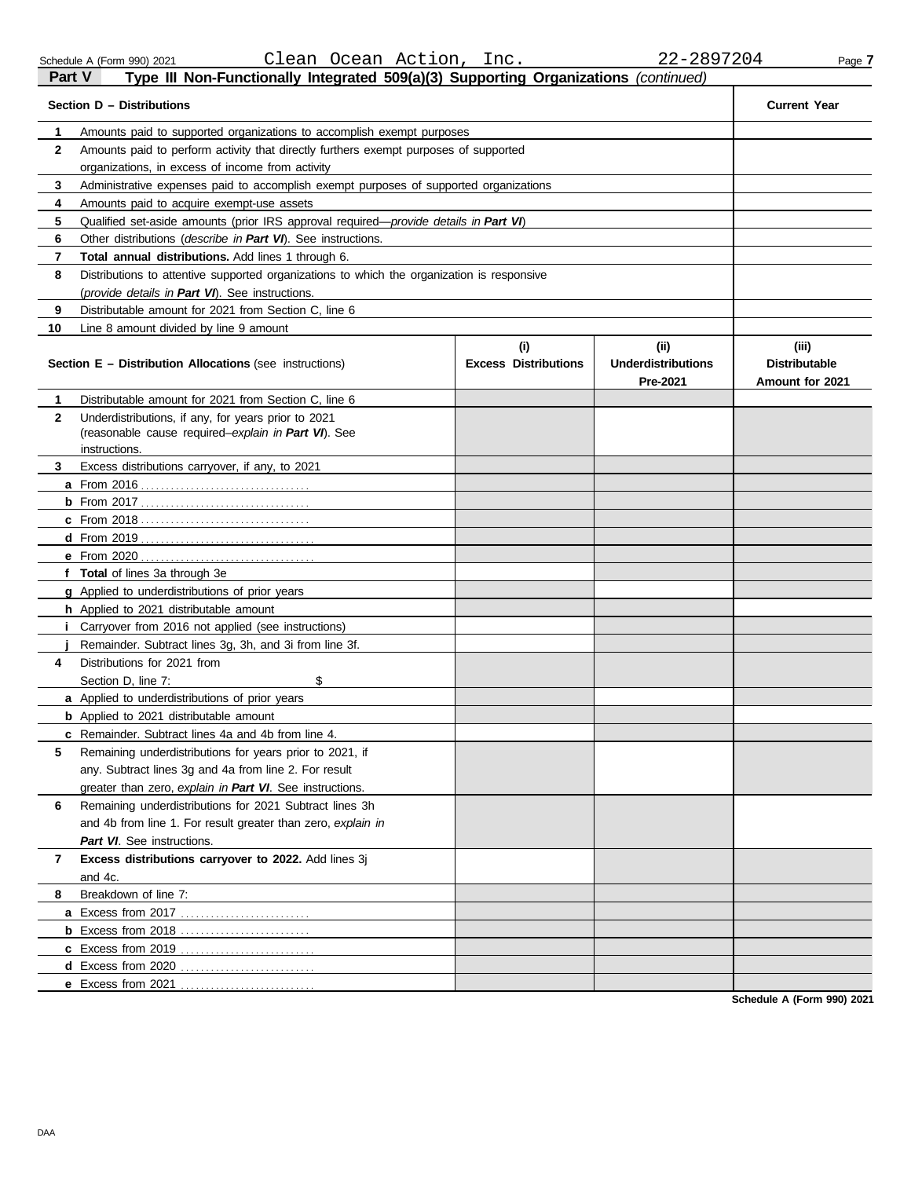Schedule A (Form 990) 2021 Clean Ocean Action, Inc. 22-2897204

## Part V Type III Non-Functionally Integrated 509(a)(3) Supporting Organizations *(continued)*

| Section D – Distributions | | Current Year |
|---|---|---|
| 1 | Amounts paid to supported organizations to accomplish exempt purposes | |
| 2 | Amounts paid to perform activity that directly furthers exempt purposes of supported organizations, in excess of income from activity | |
| 3 | Administrative expenses paid to accomplish exempt purposes of supported organizations | |
| 4 | Amounts paid to acquire exempt-use assets | |
| 5 | Qualified set-aside amounts (prior IRS approval required—*provide details in **Part VI***) | |
| 6 | Other distributions (*describe in **Part VI***). See instructions. | |
| 7 | **Total annual distributions.** Add lines 1 through 6. | |
| 8 | Distributions to attentive supported organizations to which the organization is responsive (*provide details in **Part VI***). See instructions. | |
| 9 | Distributable amount for 2021 from Section C, line 6 | |
| 10 | Line 8 amount divided by line 9 amount | |

| Section E – Distribution Allocations (see instructions) | | (i) Excess Distributions | (ii) Underdistributions Pre-2021 | (iii) Distributable Amount for 2021 |
|---|---|---|---|---|
| 1 | Distributable amount for 2021 from Section C, line 6 | | | |
| 2 | Underdistributions, if any, for years prior to 2021 (reasonable cause required–*explain in **Part VI***). See instructions. | | | |
| 3 | Excess distributions carryover, if any, to 2021 | | | |
| a | From 2016 | | | |
| b | From 2017 | | | |
| c | From 2018 | | | |
| d | From 2019 | | | |
| e | From 2020 | | | |
| f | **Total** of lines 3a through 3e | | | |
| g | Applied to underdistributions of prior years | | | |
| h | Applied to 2021 distributable amount | | | |
| i | Carryover from 2016 not applied (see instructions) | | | |
| j | Remainder. Subtract lines 3g, 3h, and 3i from line 3f. | | | |
| 4 | Distributions for 2021 from Section D, line 7: $ | | | |
| a | Applied to underdistributions of prior years | | | |
| b | Applied to 2021 distributable amount | | | |
| c | Remainder. Subtract lines 4a and 4b from line 4. | | | |
| 5 | Remaining underdistributions for years prior to 2021, if any. Subtract lines 3g and 4a from line 2. For result greater than zero, *explain in **Part VI***. See instructions. | | | |
| 6 | Remaining underdistributions for 2021 Subtract lines 3h and 4b from line 1. For result greater than zero, *explain in **Part VI***. See instructions. | | | |
| 7 | **Excess distributions carryover to 2022.** Add lines 3j and 4c. | | | |
| 8 | Breakdown of line 7: | | | |
| a | Excess from 2017 | | | |
| b | Excess from 2018 | | | |
| c | Excess from 2019 | | | |
| d | Excess from 2020 | | | |
| e | Excess from 2021 | | | |

**Schedule A (Form 990) 2021**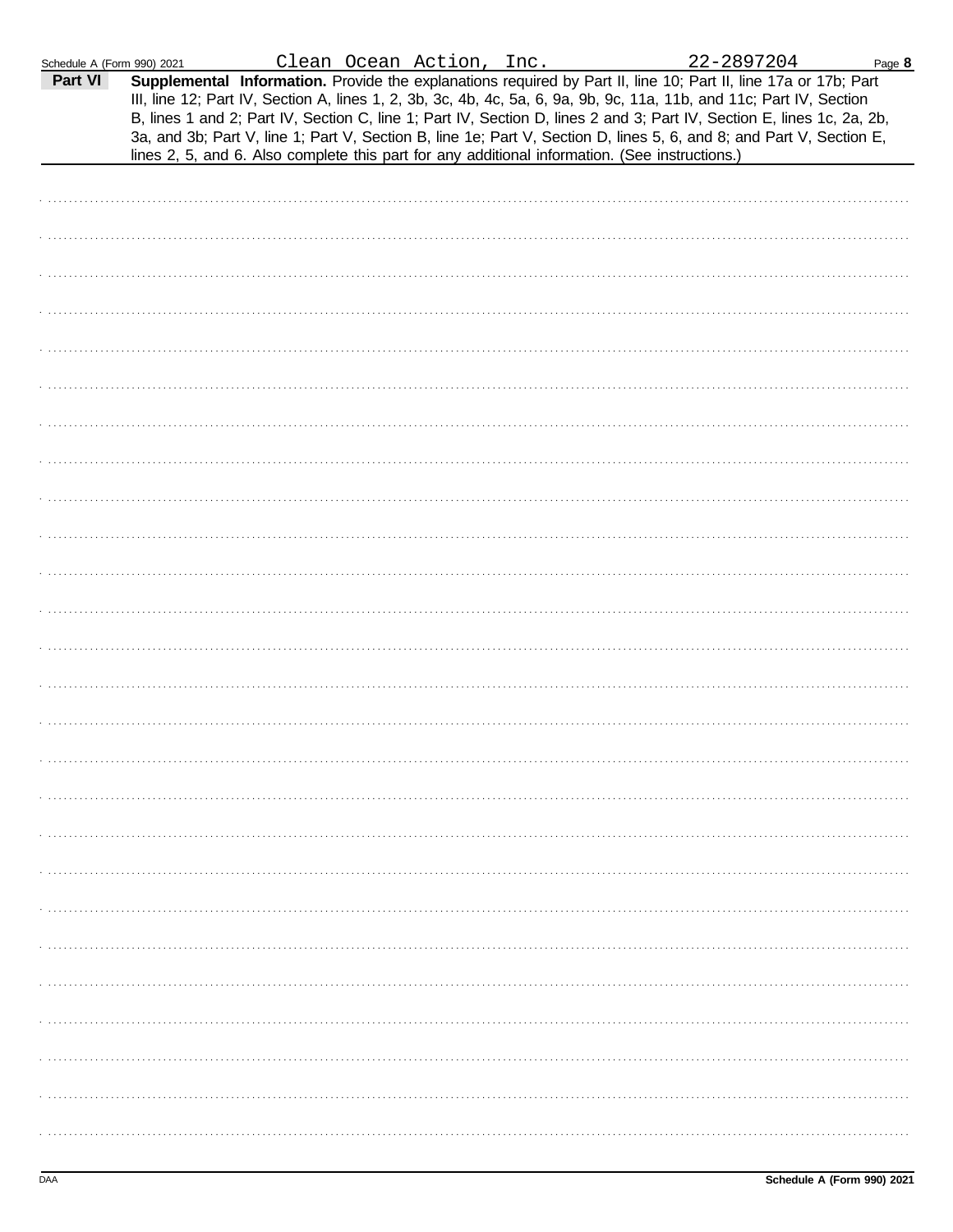Clean Ocean Action, Inc. 22-2897204

**Part VI** **Supplemental Information.** Provide the explanations required by Part II, line 10; Part II, line 17a or 17b; Part III, line 12; Part IV, Section A, lines 1, 2, 3b, 3c, 4b, 4c, 5a, 6, 9a, 9b, 9c, 11a, 11b, and 11c; Part IV, Section B, lines 1 and 2; Part IV, Section C, line 1; Part IV, Section D, lines 2 and 3; Part IV, Section E, lines 1c, 2a, 2b, 3a, and 3b; Part V, line 1; Part V, Section B, line 1e; Part V, Section D, lines 5, 6, and 8; and Part V, Section E, lines 2, 5, and 6. Also complete this part for any additional information. (See instructions.)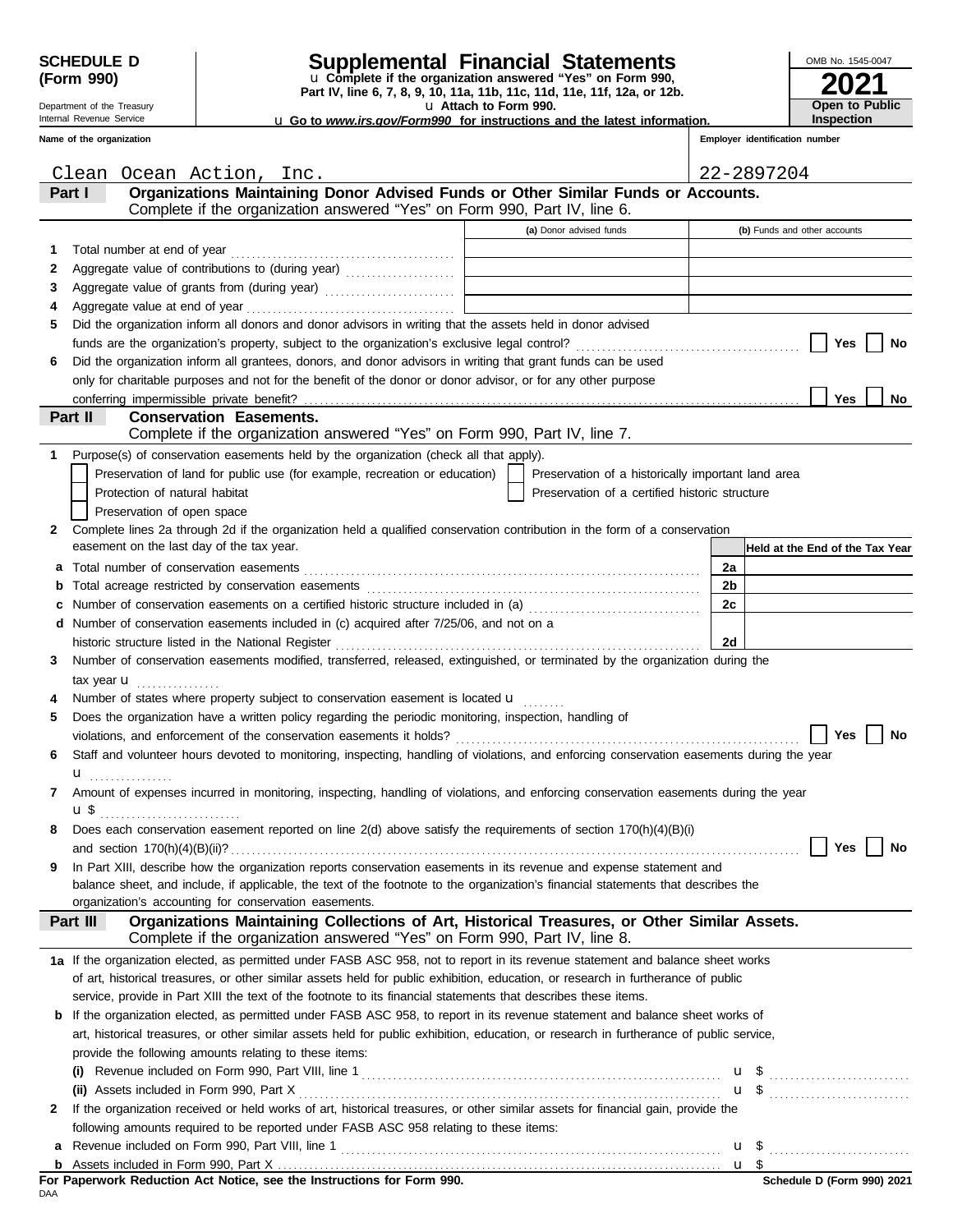**SCHEDULE D (Form 990)**

Department of the Treasury
Internal Revenue Service

# Supplemental Financial Statements

u Complete if the organization answered "Yes" on Form 990, Part IV, line 6, 7, 8, 9, 10, 11a, 11b, 11c, 11d, 11e, 11f, 12a, or 12b.

u Attach to Form 990.

u Go to *www.irs.gov/Form990* for instructions and the latest information.

OMB No. 1545-0047

**2021**

**Open to Public Inspection**

**Name of the organization:** Clean Ocean Action, Inc.

**Employer identification number:** 22-2897204

**Part I — Organizations Maintaining Donor Advised Funds or Other Similar Funds or Accounts.** Complete if the organization answered "Yes" on Form 990, Part IV, line 6.

| | | (a) Donor advised funds | (b) Funds and other accounts |
|---|---|---|---|
| 1 | Total number at end of year | | |
| 2 | Aggregate value of contributions to (during year) | | |
| 3 | Aggregate value of grants from (during year) | | |
| 4 | Aggregate value at end of year | | |

5 Did the organization inform all donors and donor advisors in writing that the assets held in donor advised funds are the organization's property, subject to the organization's exclusive legal control? ☐ Yes ☐ No

6 Did the organization inform all grantees, donors, and donor advisors in writing that grant funds can be used only for charitable purposes and not for the benefit of the donor or donor advisor, or for any other purpose conferring impermissible private benefit? ☐ Yes ☐ No

**Part II — Conservation Easements.** Complete if the organization answered "Yes" on Form 990, Part IV, line 7.

1 Purpose(s) of conservation easements held by the organization (check all that apply).

- ☐ Preservation of land for public use (for example, recreation or education)
- ☐ Preservation of a historically important land area
- ☐ Protection of natural habitat
- ☐ Preservation of a certified historic structure
- ☐ Preservation of open space

2 Complete lines 2a through 2d if the organization held a qualified conservation contribution in the form of a conservation easement on the last day of the tax year.

| | | | Held at the End of the Tax Year |
|---|---|---|---|
| a | Total number of conservation easements | 2a | |
| b | Total acreage restricted by conservation easements | 2b | |
| c | Number of conservation easements on a certified historic structure included in (a) | 2c | |
| d | Number of conservation easements included in (c) acquired after 7/25/06, and not on a historic structure listed in the National Register | 2d | |

3 Number of conservation easements modified, transferred, released, extinguished, or terminated by the organization during the tax year u

4 Number of states where property subject to conservation easement is located u

5 Does the organization have a written policy regarding the periodic monitoring, inspection, handling of violations, and enforcement of the conservation easements it holds? ☐ Yes ☐ No

6 Staff and volunteer hours devoted to monitoring, inspecting, handling of violations, and enforcing conservation easements during the year u

7 Amount of expenses incurred in monitoring, inspecting, handling of violations, and enforcing conservation easements during the year u $

8 Does each conservation easement reported on line 2(d) above satisfy the requirements of section 170(h)(4)(B)(i) and section 170(h)(4)(B)(ii)? ☐ Yes ☐ No

9 In Part XIII, describe how the organization reports conservation easements in its revenue and expense statement and balance sheet, and include, if applicable, the text of the footnote to the organization's financial statements that describes the organization's accounting for conservation easements.

**Part III — Organizations Maintaining Collections of Art, Historical Treasures, or Other Similar Assets.** Complete if the organization answered "Yes" on Form 990, Part IV, line 8.

1a If the organization elected, as permitted under FASB ASC 958, not to report in its revenue statement and balance sheet works of art, historical treasures, or other similar assets held for public exhibition, education, or research in furtherance of public service, provide in Part XIII the text of the footnote to its financial statements that describes these items.

b If the organization elected, as permitted under FASB ASC 958, to report in its revenue statement and balance sheet works of art, historical treasures, or other similar assets held for public exhibition, education, or research in furtherance of public service, provide the following amounts relating to these items:

(i) Revenue included on Form 990, Part VIII, line 1 u $

(ii) Assets included in Form 990, Part X u $

2 If the organization received or held works of art, historical treasures, or other similar assets for financial gain, provide the following amounts required to be reported under FASB ASC 958 relating to these items:

a Revenue included on Form 990, Part VIII, line 1 u $

b Assets included in Form 990, Part X u $

**For Paperwork Reduction Act Notice, see the Instructions for Form 990.**

DAA

**Schedule D (Form 990) 2021**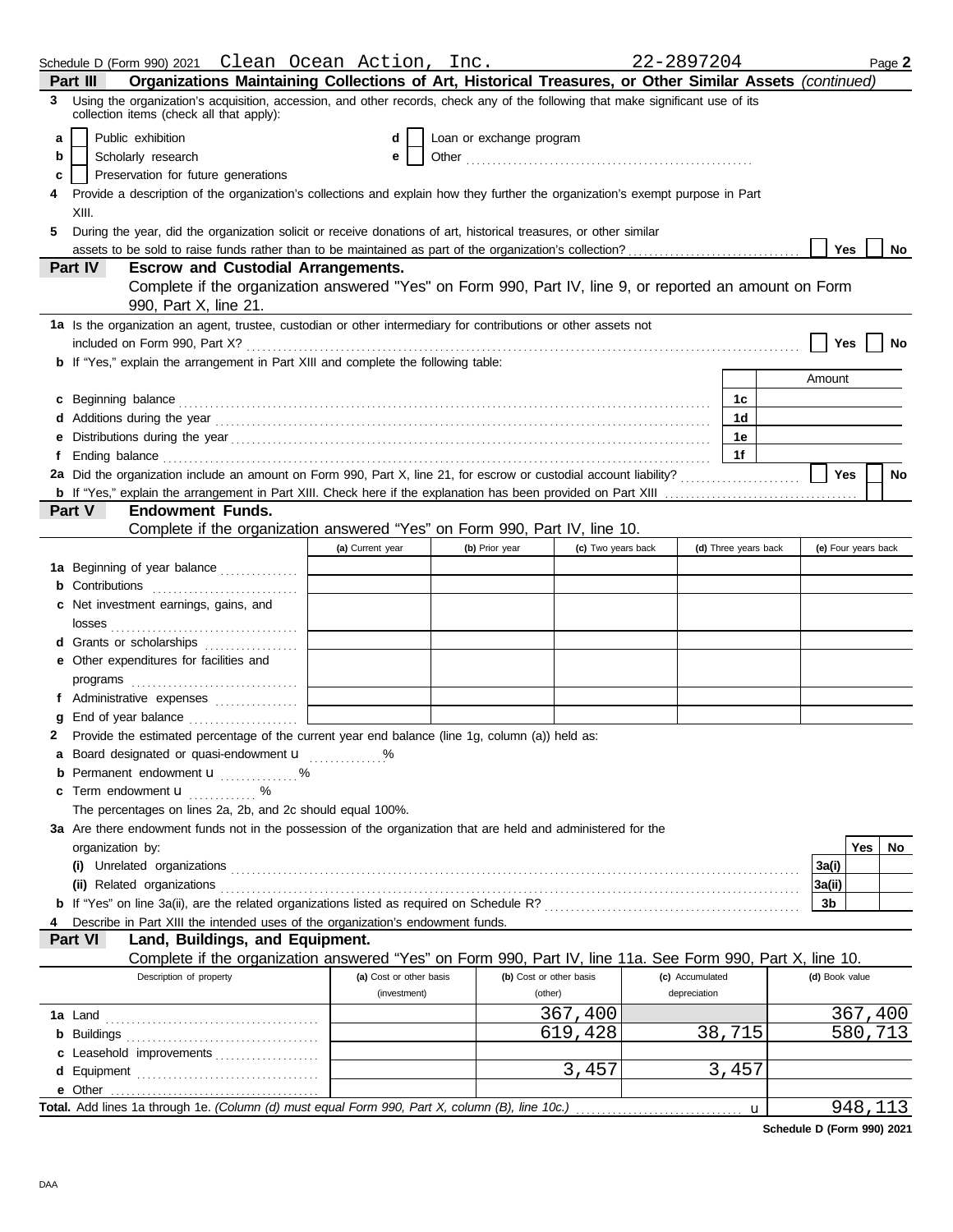Schedule D (Form 990) 2021 Clean Ocean Action, Inc. 22-2897204 Page **2**

**Part III Organizations Maintaining Collections of Art, Historical Treasures, or Other Similar Assets** *(continued)*

**3** Using the organization's acquisition, accession, and other records, check any of the following that make significant use of its collection items (check all that apply):

- **a** ☐ Public exhibition
- **b** ☐ Scholarly research
- **c** ☐ Preservation for future generations
- **d** ☐ Loan or exchange program
- **e** ☐ Other ........................................................

**4** Provide a description of the organization's collections and explain how they further the organization's exempt purpose in Part XIII.

**5** During the year, did the organization solicit or receive donations of art, historical treasures, or other similar assets to be sold to raise funds rather than to be maintained as part of the organization's collection? ☐ Yes ☐ No

**Part IV Escrow and Custodial Arrangements.**
Complete if the organization answered "Yes" on Form 990, Part IV, line 9, or reported an amount on Form 990, Part X, line 21.

**1a** Is the organization an agent, trustee, custodian or other intermediary for contributions or other assets not included on Form 990, Part X? ☐ Yes ☐ No

**b** If "Yes," explain the arrangement in Part XIII and complete the following table:

| | | Amount |
|---|---|---|
| **c** Beginning balance | 1c | |
| **d** Additions during the year | 1d | |
| **e** Distributions during the year | 1e | |
| **f** Ending balance | 1f | |

**2a** Did the organization include an amount on Form 990, Part X, line 21, for escrow or custodial account liability? ☐ Yes ☐ No

**b** If "Yes," explain the arrangement in Part XIII. Check here if the explanation has been provided on Part XIII ☐

**Part V Endowment Funds.**
Complete if the organization answered "Yes" on Form 990, Part IV, line 10.

| | (a) Current year | (b) Prior year | (c) Two years back | (d) Three years back | (e) Four years back |
|---|---|---|---|---|---|
| **1a** Beginning of year balance | | | | | |
| **b** Contributions | | | | | |
| **c** Net investment earnings, gains, and losses | | | | | |
| **d** Grants or scholarships | | | | | |
| **e** Other expenditures for facilities and programs | | | | | |
| **f** Administrative expenses | | | | | |
| **g** End of year balance | | | | | |

**2** Provide the estimated percentage of the current year end balance (line 1g, column (a)) held as:

- **a** Board designated or quasi-endowment u ............... %
- **b** Permanent endowment u ............... %
- **c** Term endowment u ............. %

The percentages on lines 2a, 2b, and 2c should equal 100%.

**3a** Are there endowment funds not in the possession of the organization that are held and administered for the organization by:

| | | Yes | No |
|---|---|---|---|
| **(i)** Unrelated organizations | 3a(i) | | |
| **(ii)** Related organizations | 3a(ii) | | |
| **b** If "Yes" on line 3a(ii), are the related organizations listed as required on Schedule R? | 3b | | |

**4** Describe in Part XIII the intended uses of the organization's endowment funds.

**Part VI Land, Buildings, and Equipment.**
Complete if the organization answered "Yes" on Form 990, Part IV, line 11a. See Form 990, Part X, line 10.

| Description of property | (a) Cost or other basis (investment) | (b) Cost or other basis (other) | (c) Accumulated depreciation | (d) Book value |
|---|---|---|---|---|
| **1a** Land | | 367,400 | | 367,400 |
| **b** Buildings | | 619,428 | 38,715 | 580,713 |
| **c** Leasehold improvements | | | | |
| **d** Equipment | | 3,457 | 3,457 | |
| **e** Other | | | | |
| **Total.** Add lines 1a through 1e. *(Column (d) must equal Form 990, Part X, column (B), line 10c.)* u | | | | 948,113 |

**Schedule D (Form 990) 2021**

DAA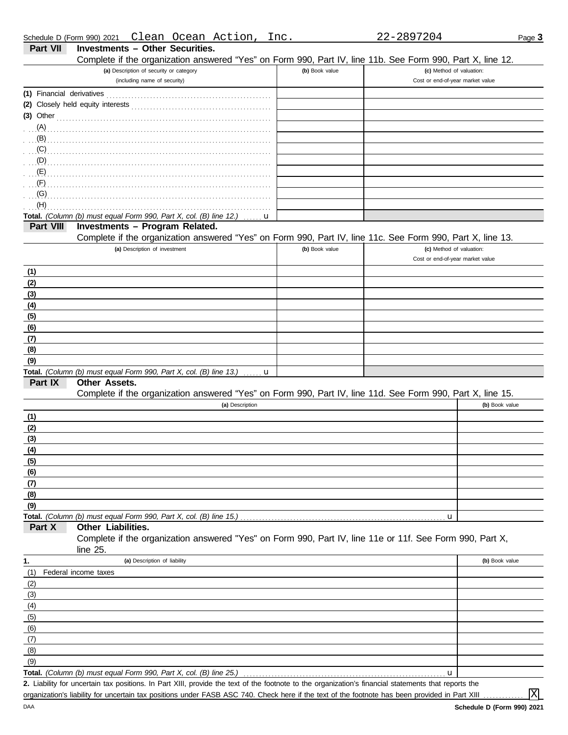Schedule D (Form 990) 2021 Clean Ocean Action, Inc. 22-2897204

## Part VII Investments – Other Securities.

Complete if the organization answered "Yes" on Form 990, Part IV, line 11b. See Form 990, Part X, line 12.

| (a) Description of security or category (including name of security) | (b) Book value | (c) Method of valuation: Cost or end-of-year market value |
|---|---|---|
| (1) Financial derivatives | | |
| (2) Closely held equity interests | | |
| (3) Other | | |
| (A) | | |
| (B) | | |
| (C) | | |
| (D) | | |
| (E) | | |
| (F) | | |
| (G) | | |
| (H) | | |
| **Total.** *(Column (b) must equal Form 990, Part X, col. (B) line 12.)* u | | |

## Part VIII Investments – Program Related.

Complete if the organization answered "Yes" on Form 990, Part IV, line 11c. See Form 990, Part X, line 13.

| (a) Description of investment | (b) Book value | (c) Method of valuation: Cost or end-of-year market value |
|---|---|---|
| (1) | | |
| (2) | | |
| (3) | | |
| (4) | | |
| (5) | | |
| (6) | | |
| (7) | | |
| (8) | | |
| (9) | | |
| **Total.** *(Column (b) must equal Form 990, Part X, col. (B) line 13.)* u | | |

## Part IX Other Assets.

Complete if the organization answered "Yes" on Form 990, Part IV, line 11d. See Form 990, Part X, line 15.

| (a) Description | (b) Book value |
|---|---|
| (1) | |
| (2) | |
| (3) | |
| (4) | |
| (5) | |
| (6) | |
| (7) | |
| (8) | |
| (9) | |
| **Total.** *(Column (b) must equal Form 990, Part X, col. (B) line 15.)* u | |

## Part X Other Liabilities.

Complete if the organization answered "Yes" on Form 990, Part IV, line 11e or 11f. See Form 990, Part X, line 25.

| 1. (a) Description of liability | (b) Book value |
|---|---|
| (1) Federal income taxes | |
| (2) | |
| (3) | |
| (4) | |
| (5) | |
| (6) | |
| (7) | |
| (8) | |
| (9) | |
| **Total.** *(Column (b) must equal Form 990, Part X, col. (B) line 25.)* u | |

**2.** Liability for uncertain tax positions. In Part XIII, provide the text of the footnote to the organization's financial statements that reports the organization's liability for uncertain tax positions under FASB ASC 740. Check here if the text of the footnote has been provided in Part XIII ............ [X]

DAA **Schedule D (Form 990) 2021**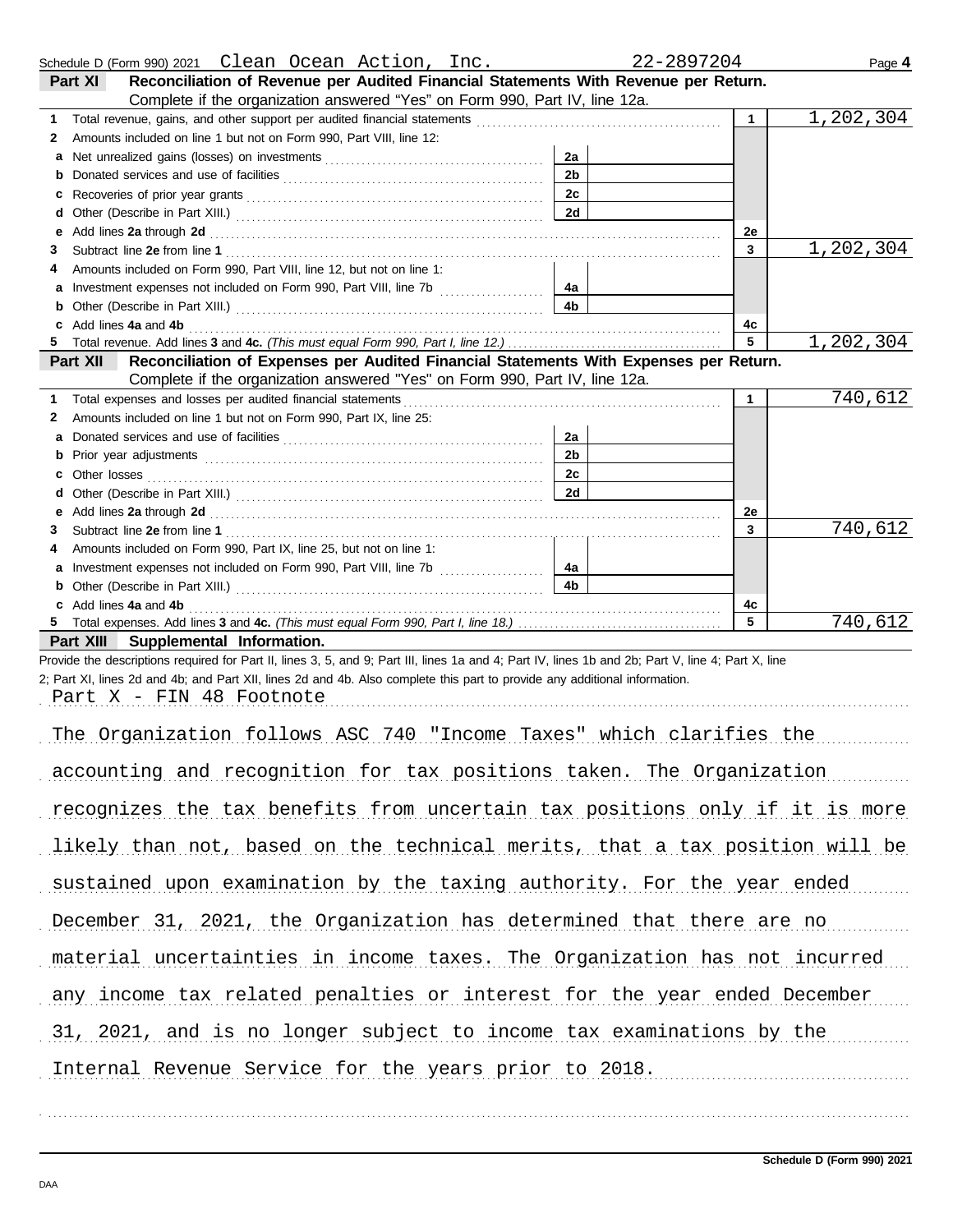Schedule D (Form 990) 2021 Clean Ocean Action, Inc. 22-2897204 Page **4**

## Part XI Reconciliation of Revenue per Audited Financial Statements With Revenue per Return.

Complete if the organization answered "Yes" on Form 990, Part IV, line 12a.

| | | | | | |
|---|---|---|---|---|---|
| **1** | Total revenue, gains, and other support per audited financial statements | | | 1 | 1,202,304 |
| **2** | Amounts included on line 1 but not on Form 990, Part VIII, line 12: | | | | |
| **a** | Net unrealized gains (losses) on investments | 2a | | | |
| **b** | Donated services and use of facilities | 2b | | | |
| **c** | Recoveries of prior year grants | 2c | | | |
| **d** | Other (Describe in Part XIII.) | 2d | | | |
| **e** | Add lines **2a** through **2d** | | | 2e | |
| **3** | Subtract line **2e** from line **1** | | | 3 | 1,202,304 |
| **4** | Amounts included on Form 990, Part VIII, line 12, but not on line 1: | | | | |
| **a** | Investment expenses not included on Form 990, Part VIII, line 7b | 4a | | | |
| **b** | Other (Describe in Part XIII.) | 4b | | | |
| **c** | Add lines **4a** and **4b** | | | 4c | |
| **5** | Total revenue. Add lines **3** and **4c.** *(This must equal Form 990, Part I, line 12.)* | | | 5 | 1,202,304 |

## Part XII Reconciliation of Expenses per Audited Financial Statements With Expenses per Return.

Complete if the organization answered "Yes" on Form 990, Part IV, line 12a.

| | | | | | |
|---|---|---|---|---|---|
| **1** | Total expenses and losses per audited financial statements | | | 1 | 740,612 |
| **2** | Amounts included on line 1 but not on Form 990, Part IX, line 25: | | | | |
| **a** | Donated services and use of facilities | 2a | | | |
| **b** | Prior year adjustments | 2b | | | |
| **c** | Other losses | 2c | | | |
| **d** | Other (Describe in Part XIII.) | 2d | | | |
| **e** | Add lines **2a** through **2d** | | | 2e | |
| **3** | Subtract line **2e** from line **1** | | | 3 | 740,612 |
| **4** | Amounts included on Form 990, Part IX, line 25, but not on line 1: | | | | |
| **a** | Investment expenses not included on Form 990, Part VIII, line 7b | 4a | | | |
| **b** | Other (Describe in Part XIII.) | 4b | | | |
| **c** | Add lines **4a** and **4b** | | | 4c | |
| **5** | Total expenses. Add lines **3** and **4c.** *(This must equal Form 990, Part I, line 18.)* | | | 5 | 740,612 |

## Part XIII Supplemental Information.

Provide the descriptions required for Part II, lines 3, 5, and 9; Part III, lines 1a and 4; Part IV, lines 1b and 2b; Part V, line 4; Part X, line 2; Part XI, lines 2d and 4b; and Part XII, lines 2d and 4b. Also complete this part to provide any additional information.

Part X - FIN 48 Footnote

The Organization follows ASC 740 "Income Taxes" which clarifies the accounting and recognition for tax positions taken. The Organization recognizes the tax benefits from uncertain tax positions only if it is more likely than not, based on the technical merits, that a tax position will be sustained upon examination by the taxing authority. For the year ended December 31, 2021, the Organization has determined that there are no material uncertainties in income taxes. The Organization has not incurred any income tax related penalties or interest for the year ended December 31, 2021, and is no longer subject to income tax examinations by the Internal Revenue Service for the years prior to 2018.

Schedule D (Form 990) 2021

DAA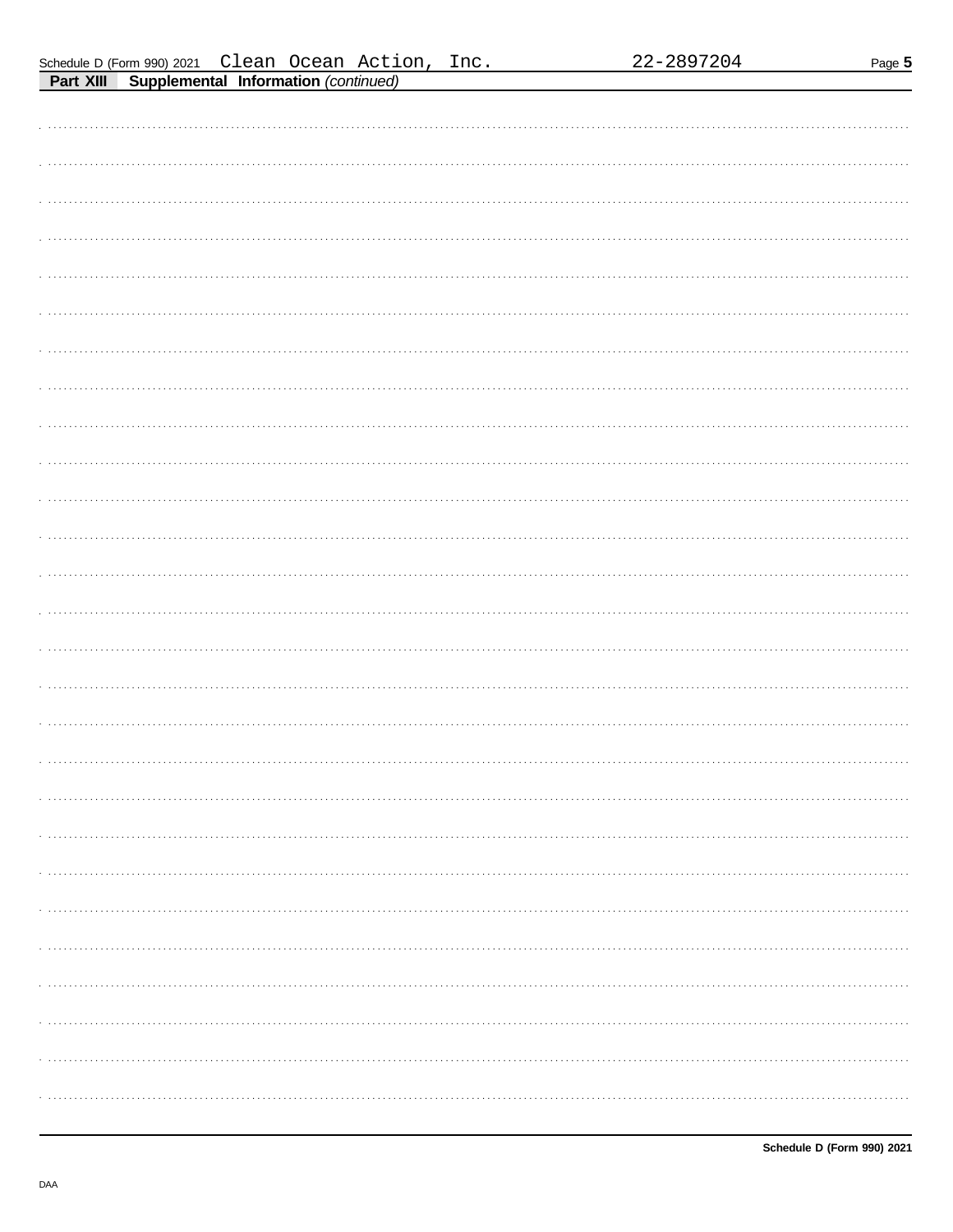Schedule D (Form 990) 2021 Clean Ocean Action, Inc. 22-2897204

**Part XIII Supplemental Information** *(continued)*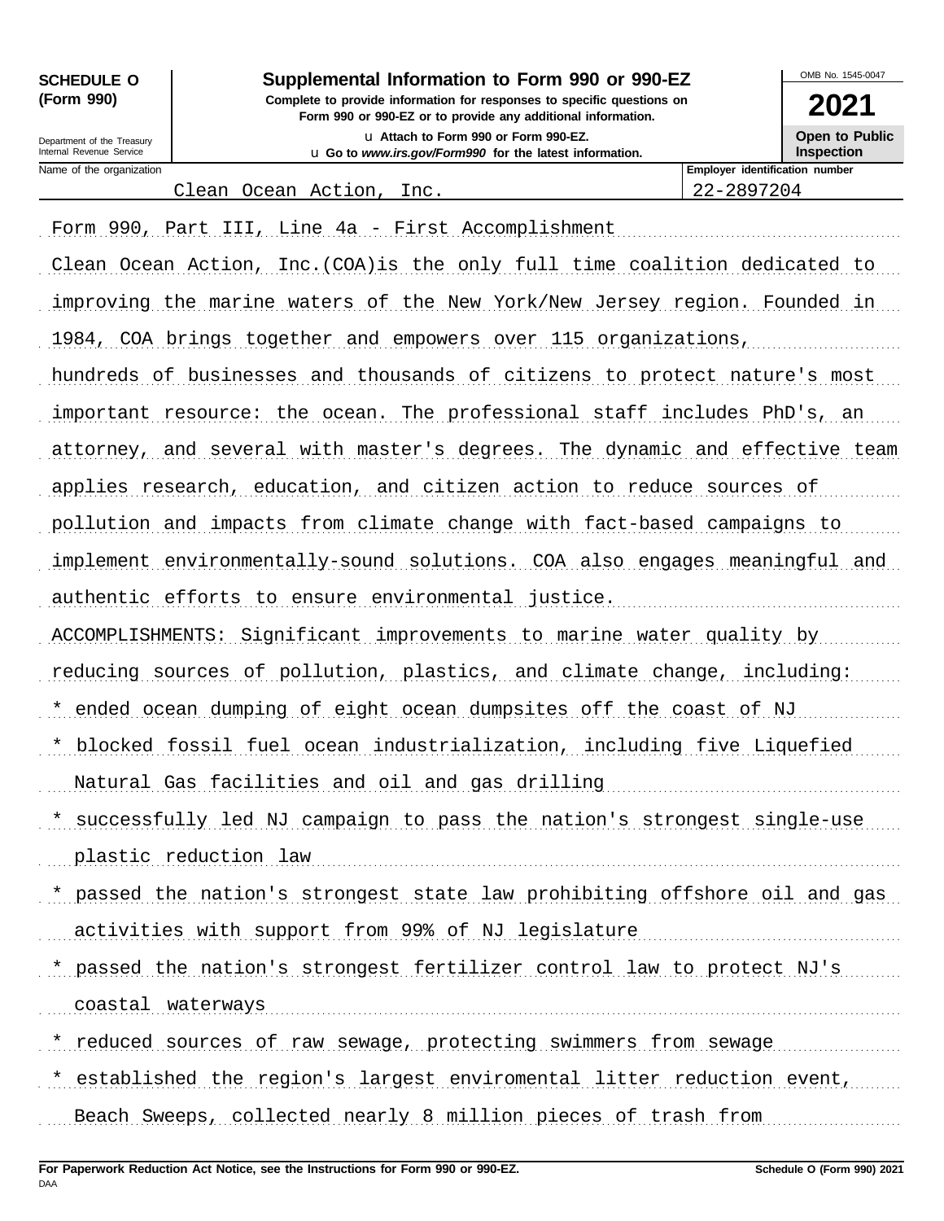**SCHEDULE O (Form 990)**

Department of the Treasury
Internal Revenue Service

# Supplemental Information to Form 990 or 990-EZ

**Complete to provide information for responses to specific questions on Form 990 or 990-EZ or to provide any additional information.**

u Attach to Form 990 or Form 990-EZ.

u Go to *www.irs.gov/Form990* for the latest information.

OMB No. 1545-0047

**2021**

**Open to Public Inspection**

| Name of the organization | Employer identification number |
| --- | --- |
| Clean Ocean Action, Inc. | 22-2897204 |

Form 990, Part III, Line 4a - First Accomplishment

Clean Ocean Action, Inc.(COA)is the only full time coalition dedicated to improving the marine waters of the New York/New Jersey region. Founded in 1984, COA brings together and empowers over 115 organizations, hundreds of businesses and thousands of citizens to protect nature's most important resource: the ocean. The professional staff includes PhD's, an attorney, and several with master's degrees. The dynamic and effective team applies research, education, and citizen action to reduce sources of pollution and impacts from climate change with fact-based campaigns to implement environmentally-sound solutions. COA also engages meaningful and authentic efforts to ensure environmental justice.

ACCOMPLISHMENTS: Significant improvements to marine water quality by reducing sources of pollution, plastics, and climate change, including:

* ended ocean dumping of eight ocean dumpsites off the coast of NJ
* blocked fossil fuel ocean industrialization, including five Liquefied Natural Gas facilities and oil and gas drilling
* successfully led NJ campaign to pass the nation's strongest single-use plastic reduction law
* passed the nation's strongest state law prohibiting offshore oil and gas activities with support from 99% of NJ legislature
* passed the nation's strongest fertilizer control law to protect NJ's coastal waterways
* reduced sources of raw sewage, protecting swimmers from sewage
* established the region's largest enviromental litter reduction event, Beach Sweeps, collected nearly 8 million pieces of trash from

**For Paperwork Reduction Act Notice, see the Instructions for Form 990 or 990-EZ.** **Schedule O (Form 990) 2021**

DAA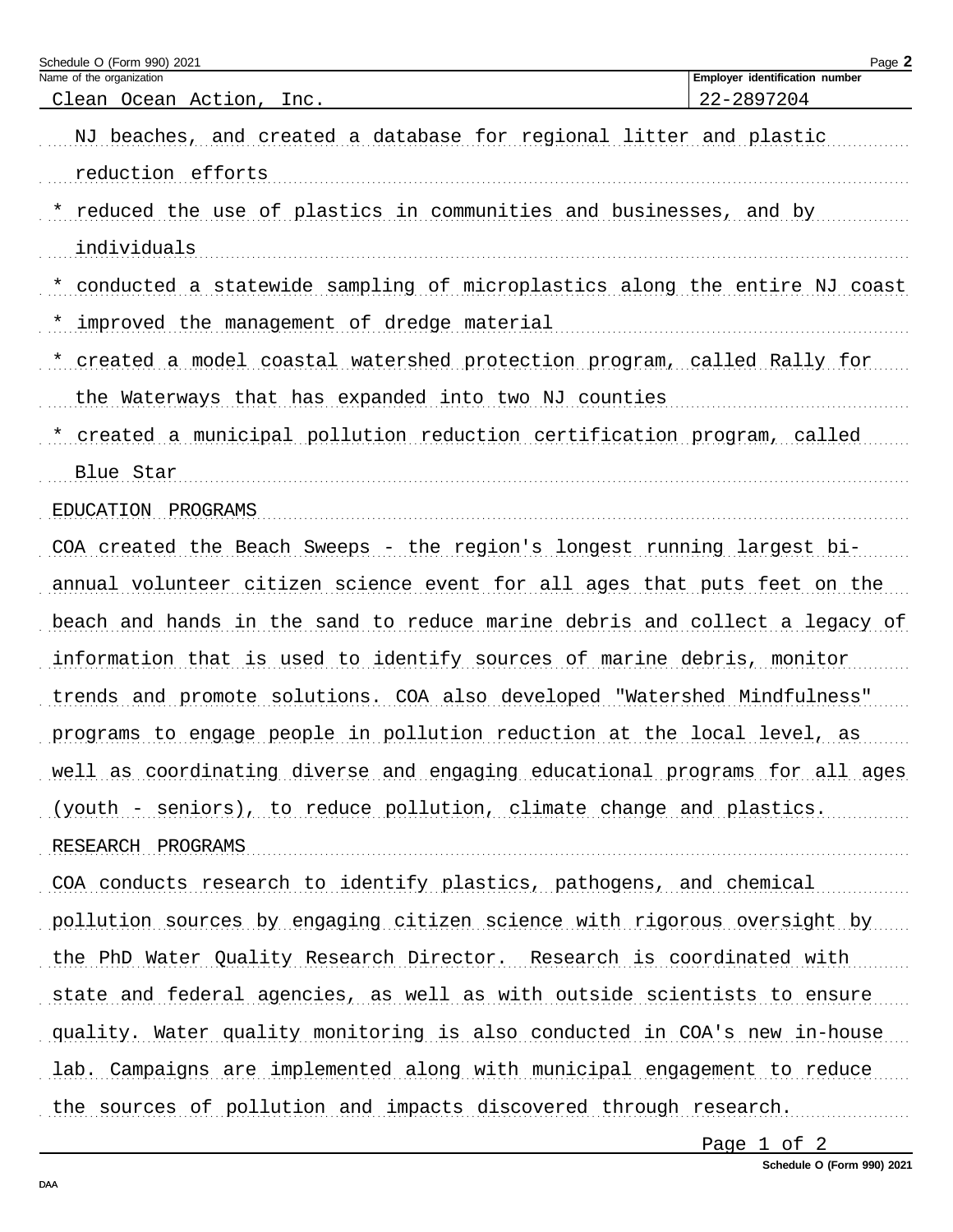Schedule O (Form 990) 2021

| Name of the organization | Employer identification number |
| --- | --- |
| Clean Ocean Action, Inc. | 22-2897204 |

NJ beaches, and created a database for regional litter and plastic reduction efforts

* reduced the use of plastics in communities and businesses, and by individuals
* conducted a statewide sampling of microplastics along the entire NJ coast
* improved the management of dredge material
* created a model coastal watershed protection program, called Rally for the Waterways that has expanded into two NJ counties
* created a municipal pollution reduction certification program, called Blue Star

EDUCATION PROGRAMS

COA created the Beach Sweeps - the region's longest running largest bi-annual volunteer citizen science event for all ages that puts feet on the beach and hands in the sand to reduce marine debris and collect a legacy of information that is used to identify sources of marine debris, monitor trends and promote solutions. COA also developed "Watershed Mindfulness" programs to engage people in pollution reduction at the local level, as well as coordinating diverse and engaging educational programs for all ages (youth - seniors), to reduce pollution, climate change and plastics.

RESEARCH PROGRAMS

COA conducts research to identify plastics, pathogens, and chemical pollution sources by engaging citizen science with rigorous oversight by the PhD Water Quality Research Director. Research is coordinated with state and federal agencies, as well as with outside scientists to ensure quality. Water quality monitoring is also conducted in COA's new in-house lab. Campaigns are implemented along with municipal engagement to reduce the sources of pollution and impacts discovered through research.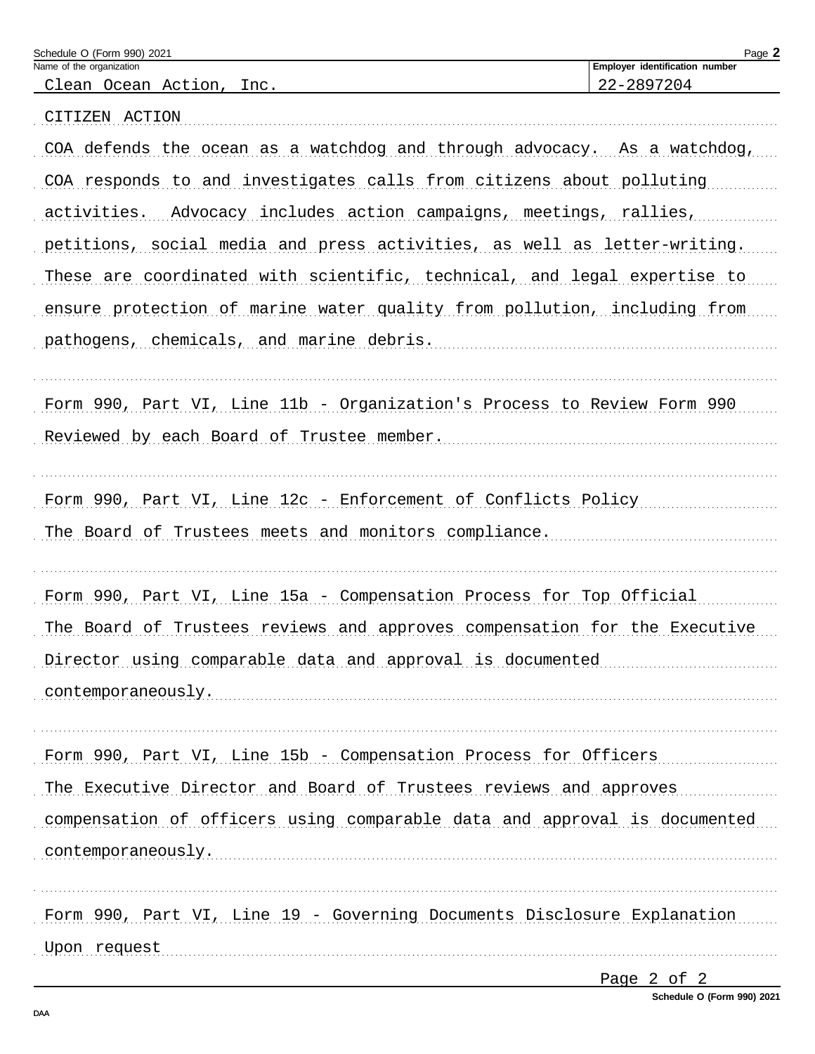Schedule O (Form 990) 2021

Name of the organization: Clean Ocean Action, Inc.

Employer identification number: 22-2897204

CITIZEN ACTION

COA defends the ocean as a watchdog and through advocacy. As a watchdog, COA responds to and investigates calls from citizens about polluting activities. Advocacy includes action campaigns, meetings, rallies, petitions, social media and press activities, as well as letter-writing. These are coordinated with scientific, technical, and legal expertise to ensure protection of marine water quality from pollution, including from pathogens, chemicals, and marine debris.

Form 990, Part VI, Line 11b - Organization's Process to Review Form 990

Reviewed by each Board of Trustee member.

Form 990, Part VI, Line 12c - Enforcement of Conflicts Policy

The Board of Trustees meets and monitors compliance.

Form 990, Part VI, Line 15a - Compensation Process for Top Official

The Board of Trustees reviews and approves compensation for the Executive Director using comparable data and approval is documented contemporaneously.

Form 990, Part VI, Line 15b - Compensation Process for Officers

The Executive Director and Board of Trustees reviews and approves compensation of officers using comparable data and approval is documented contemporaneously.

Form 990, Part VI, Line 19 - Governing Documents Disclosure Explanation

Upon request